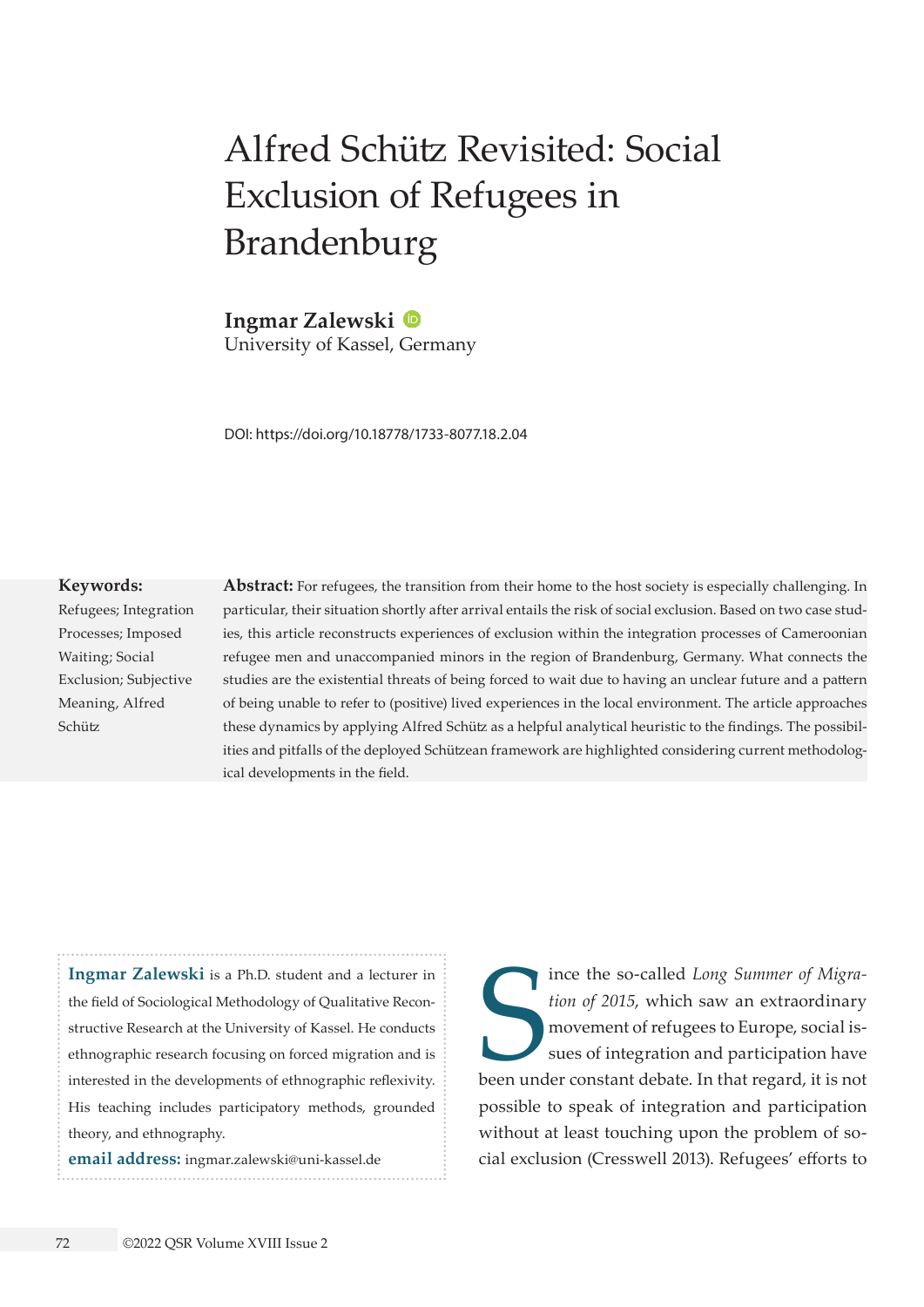# Alfred Schütz Revisited: Social Exclusion of Refugees in Brandenburg

**Ingmar Zalewski**
University of Kassel, Germany

DOI: https://doi.org/10.18778/1733-8077.18.2.04

**Keywords:**
Refugees; Integration Processes; Imposed Waiting; Social Exclusion; Subjective Meaning, Alfred Schütz

**Abstract:** For refugees, the transition from their home to the host society is especially challenging. In particular, their situation shortly after arrival entails the risk of social exclusion. Based on two case studies, this article reconstructs experiences of exclusion within the integration processes of Cameroonian refugee men and unaccompanied minors in the region of Brandenburg, Germany. What connects the studies are the existential threats of being forced to wait due to having an unclear future and a pattern of being unable to refer to (positive) lived experiences in the local environment. The article approaches these dynamics by applying Alfred Schütz as a helpful analytical heuristic to the findings. The possibilities and pitfalls of the deployed Schützean framework are highlighted considering current methodological developments in the field.

**Ingmar Zalewski** is a Ph.D. student and a lecturer in the field of Sociological Methodology of Qualitative Reconstructive Research at the University of Kassel. He conducts ethnographic research focusing on forced migration and is interested in the developments of ethnographic reflexivity. His teaching includes participatory methods, grounded theory, and ethnography.

**email address:** ingmar.zalewski@uni-kassel.de

Since the so-called *Long Summer of Migration of 2015*, which saw an extraordinary movement of refugees to Europe, social issues of integration and participation have been under constant debate. In that regard, it is not possible to speak of integration and participation without at least touching upon the problem of social exclusion (Cresswell 2013). Refugees' efforts to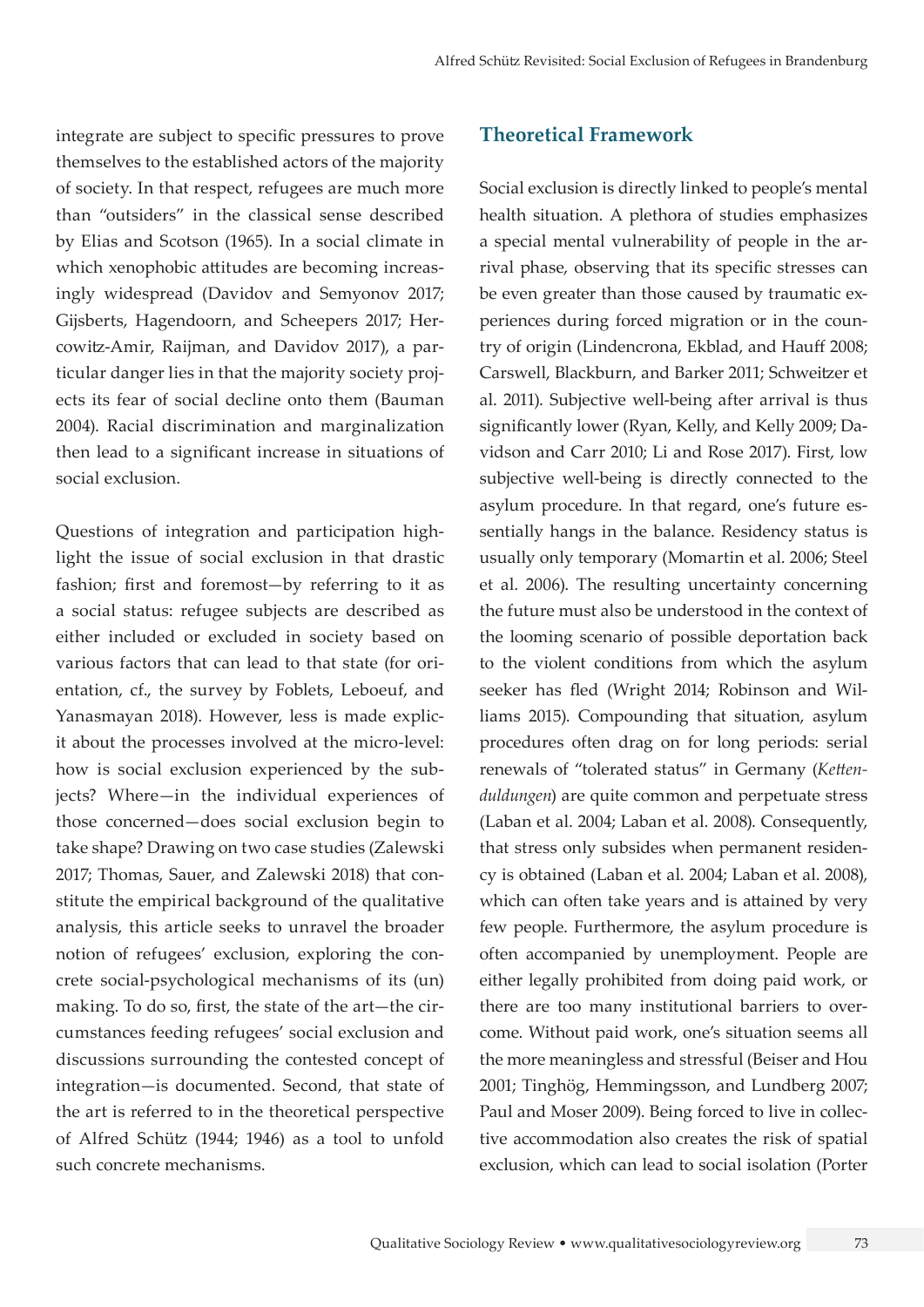integrate are subject to specific pressures to prove themselves to the established actors of the majority of society. In that respect, refugees are much more than "outsiders" in the classical sense described by Elias and Scotson (1965). In a social climate in which xenophobic attitudes are becoming increasingly widespread (Davidov and Semyonov 2017; Gijsberts, Hagendoorn, and Scheepers 2017; Hercowitz-Amir, Raijman, and Davidov 2017), a particular danger lies in that the majority society projects its fear of social decline onto them (Bauman 2004). Racial discrimination and marginalization then lead to a significant increase in situations of social exclusion.

Questions of integration and participation highlight the issue of social exclusion in that drastic fashion; first and foremost—by referring to it as a social status: refugee subjects are described as either included or excluded in society based on various factors that can lead to that state (for orientation, cf., the survey by Foblets, Leboeuf, and Yanasmayan 2018). However, less is made explicit about the processes involved at the micro-level: how is social exclusion experienced by the subjects? Where—in the individual experiences of those concerned—does social exclusion begin to take shape? Drawing on two case studies (Zalewski 2017; Thomas, Sauer, and Zalewski 2018) that constitute the empirical background of the qualitative analysis, this article seeks to unravel the broader notion of refugees' exclusion, exploring the concrete social-psychological mechanisms of its (un) making. To do so, first, the state of the art—the circumstances feeding refugees' social exclusion and discussions surrounding the contested concept of integration—is documented. Second, that state of the art is referred to in the theoretical perspective of Alfred Schütz (1944; 1946) as a tool to unfold such concrete mechanisms.

## Theoretical Framework

Social exclusion is directly linked to people's mental health situation. A plethora of studies emphasizes a special mental vulnerability of people in the arrival phase, observing that its specific stresses can be even greater than those caused by traumatic experiences during forced migration or in the country of origin (Lindencrona, Ekblad, and Hauff 2008; Carswell, Blackburn, and Barker 2011; Schweitzer et al. 2011). Subjective well-being after arrival is thus significantly lower (Ryan, Kelly, and Kelly 2009; Davidson and Carr 2010; Li and Rose 2017). First, low subjective well-being is directly connected to the asylum procedure. In that regard, one's future essentially hangs in the balance. Residency status is usually only temporary (Momartin et al. 2006; Steel et al. 2006). The resulting uncertainty concerning the future must also be understood in the context of the looming scenario of possible deportation back to the violent conditions from which the asylum seeker has fled (Wright 2014; Robinson and Williams 2015). Compounding that situation, asylum procedures often drag on for long periods: serial renewals of "tolerated status" in Germany (*Kettenduldungen*) are quite common and perpetuate stress (Laban et al. 2004; Laban et al. 2008). Consequently, that stress only subsides when permanent residency is obtained (Laban et al. 2004; Laban et al. 2008), which can often take years and is attained by very few people. Furthermore, the asylum procedure is often accompanied by unemployment. People are either legally prohibited from doing paid work, or there are too many institutional barriers to overcome. Without paid work, one's situation seems all the more meaningless and stressful (Beiser and Hou 2001; Tinghög, Hemmingsson, and Lundberg 2007; Paul and Moser 2009). Being forced to live in collective accommodation also creates the risk of spatial exclusion, which can lead to social isolation (Porter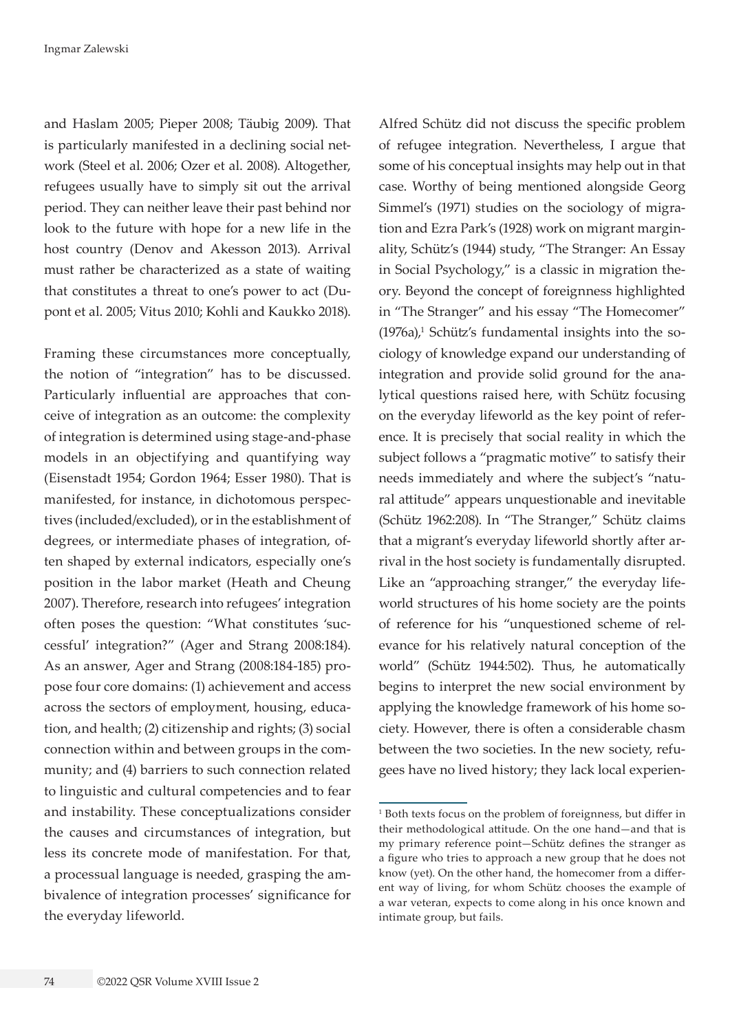and Haslam 2005; Pieper 2008; Täubig 2009). That is particularly manifested in a declining social network (Steel et al. 2006; Ozer et al. 2008). Altogether, refugees usually have to simply sit out the arrival period. They can neither leave their past behind nor look to the future with hope for a new life in the host country (Denov and Akesson 2013). Arrival must rather be characterized as a state of waiting that constitutes a threat to one's power to act (Dupont et al. 2005; Vitus 2010; Kohli and Kaukko 2018).

Framing these circumstances more conceptually, the notion of "integration" has to be discussed. Particularly influential are approaches that conceive of integration as an outcome: the complexity of integration is determined using stage-and-phase models in an objectifying and quantifying way (Eisenstadt 1954; Gordon 1964; Esser 1980). That is manifested, for instance, in dichotomous perspectives (included/excluded), or in the establishment of degrees, or intermediate phases of integration, often shaped by external indicators, especially one's position in the labor market (Heath and Cheung 2007). Therefore, research into refugees' integration often poses the question: "What constitutes 'successful' integration?" (Ager and Strang 2008:184). As an answer, Ager and Strang (2008:184-185) propose four core domains: (1) achievement and access across the sectors of employment, housing, education, and health; (2) citizenship and rights; (3) social connection within and between groups in the community; and (4) barriers to such connection related to linguistic and cultural competencies and to fear and instability. These conceptualizations consider the causes and circumstances of integration, but less its concrete mode of manifestation. For that, a processual language is needed, grasping the ambivalence of integration processes' significance for the everyday lifeworld.

Alfred Schütz did not discuss the specific problem of refugee integration. Nevertheless, I argue that some of his conceptual insights may help out in that case. Worthy of being mentioned alongside Georg Simmel's (1971) studies on the sociology of migration and Ezra Park's (1928) work on migrant marginality, Schütz's (1944) study, "The Stranger: An Essay in Social Psychology," is a classic in migration theory. Beyond the concept of foreignness highlighted in "The Stranger" and his essay "The Homecomer" (1976a),[1] Schütz's fundamental insights into the sociology of knowledge expand our understanding of integration and provide solid ground for the analytical questions raised here, with Schütz focusing on the everyday lifeworld as the key point of reference. It is precisely that social reality in which the subject follows a "pragmatic motive" to satisfy their needs immediately and where the subject's "natural attitude" appears unquestionable and inevitable (Schütz 1962:208). In "The Stranger," Schütz claims that a migrant's everyday lifeworld shortly after arrival in the host society is fundamentally disrupted. Like an "approaching stranger," the everyday lifeworld structures of his home society are the points of reference for his "unquestioned scheme of relevance for his relatively natural conception of the world" (Schütz 1944:502). Thus, he automatically begins to interpret the new social environment by applying the knowledge framework of his home society. However, there is often a considerable chasm between the two societies. In the new society, refugees have no lived history; they lack local experien-

[1] Both texts focus on the problem of foreignness, but differ in their methodological attitude. On the one hand—and that is my primary reference point—Schütz defines the stranger as a figure who tries to approach a new group that he does not know (yet). On the other hand, the homecomer from a different way of living, for whom Schütz chooses the example of a war veteran, expects to come along in his once known and intimate group, but fails.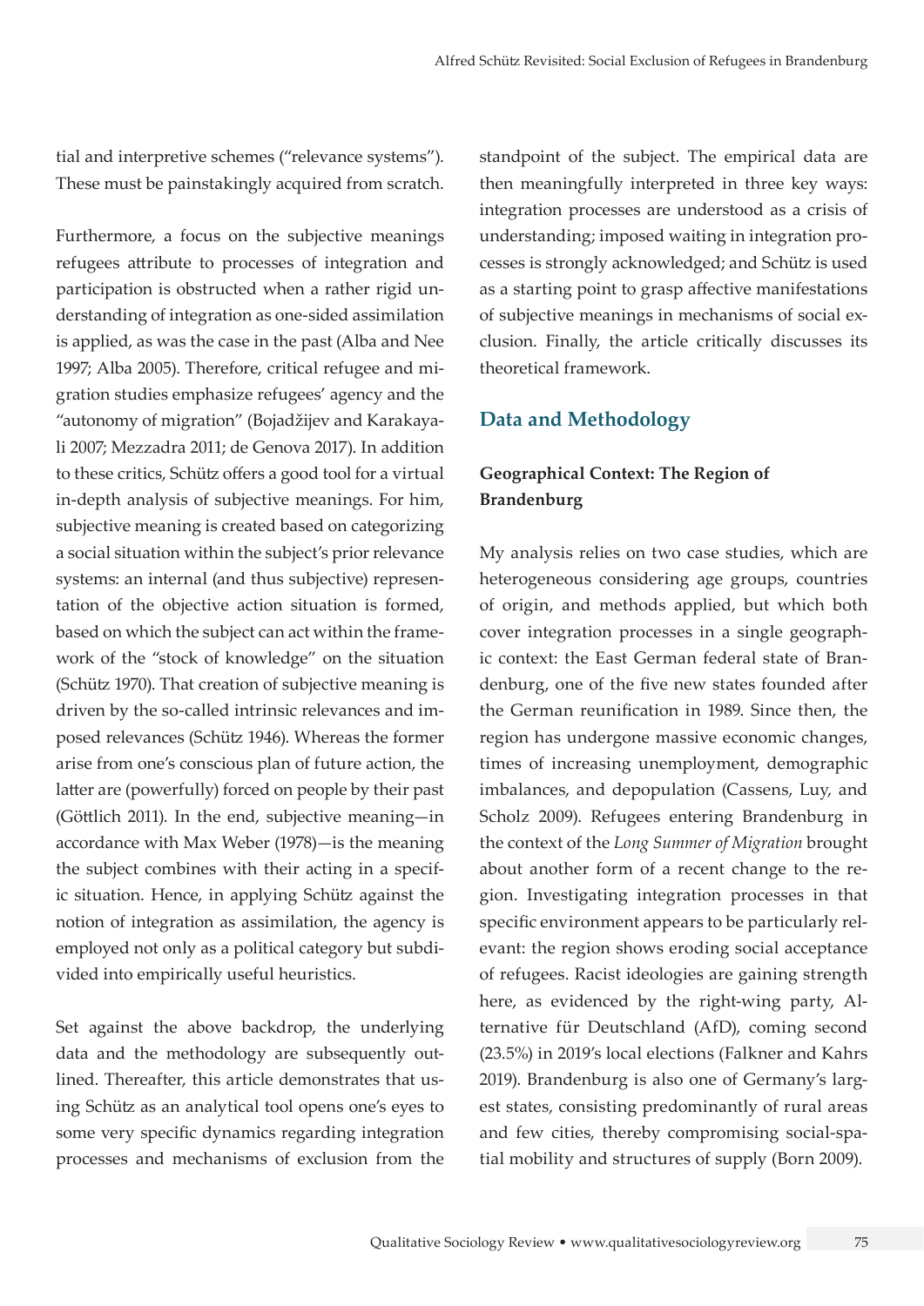tial and interpretive schemes ("relevance systems"). These must be painstakingly acquired from scratch.

Furthermore, a focus on the subjective meanings refugees attribute to processes of integration and participation is obstructed when a rather rigid understanding of integration as one-sided assimilation is applied, as was the case in the past (Alba and Nee 1997; Alba 2005). Therefore, critical refugee and migration studies emphasize refugees' agency and the "autonomy of migration" (Bojadžijev and Karakayali 2007; Mezzadra 2011; de Genova 2017). In addition to these critics, Schütz offers a good tool for a virtual in-depth analysis of subjective meanings. For him, subjective meaning is created based on categorizing a social situation within the subject's prior relevance systems: an internal (and thus subjective) representation of the objective action situation is formed, based on which the subject can act within the framework of the "stock of knowledge" on the situation (Schütz 1970). That creation of subjective meaning is driven by the so-called intrinsic relevances and imposed relevances (Schütz 1946). Whereas the former arise from one's conscious plan of future action, the latter are (powerfully) forced on people by their past (Göttlich 2011). In the end, subjective meaning—in accordance with Max Weber (1978)—is the meaning the subject combines with their acting in a specific situation. Hence, in applying Schütz against the notion of integration as assimilation, the agency is employed not only as a political category but subdivided into empirically useful heuristics.

Set against the above backdrop, the underlying data and the methodology are subsequently outlined. Thereafter, this article demonstrates that using Schütz as an analytical tool opens one's eyes to some very specific dynamics regarding integration processes and mechanisms of exclusion from the standpoint of the subject. The empirical data are then meaningfully interpreted in three key ways: integration processes are understood as a crisis of understanding; imposed waiting in integration processes is strongly acknowledged; and Schütz is used as a starting point to grasp affective manifestations of subjective meanings in mechanisms of social exclusion. Finally, the article critically discusses its theoretical framework.

## Data and Methodology

### Geographical Context: The Region of Brandenburg

My analysis relies on two case studies, which are heterogeneous considering age groups, countries of origin, and methods applied, but which both cover integration processes in a single geographic context: the East German federal state of Brandenburg, one of the five new states founded after the German reunification in 1989. Since then, the region has undergone massive economic changes, times of increasing unemployment, demographic imbalances, and depopulation (Cassens, Luy, and Scholz 2009). Refugees entering Brandenburg in the context of the *Long Summer of Migration* brought about another form of a recent change to the region. Investigating integration processes in that specific environment appears to be particularly relevant: the region shows eroding social acceptance of refugees. Racist ideologies are gaining strength here, as evidenced by the right-wing party, Alternative für Deutschland (AfD), coming second (23.5%) in 2019's local elections (Falkner and Kahrs 2019). Brandenburg is also one of Germany's largest states, consisting predominantly of rural areas and few cities, thereby compromising social-spatial mobility and structures of supply (Born 2009).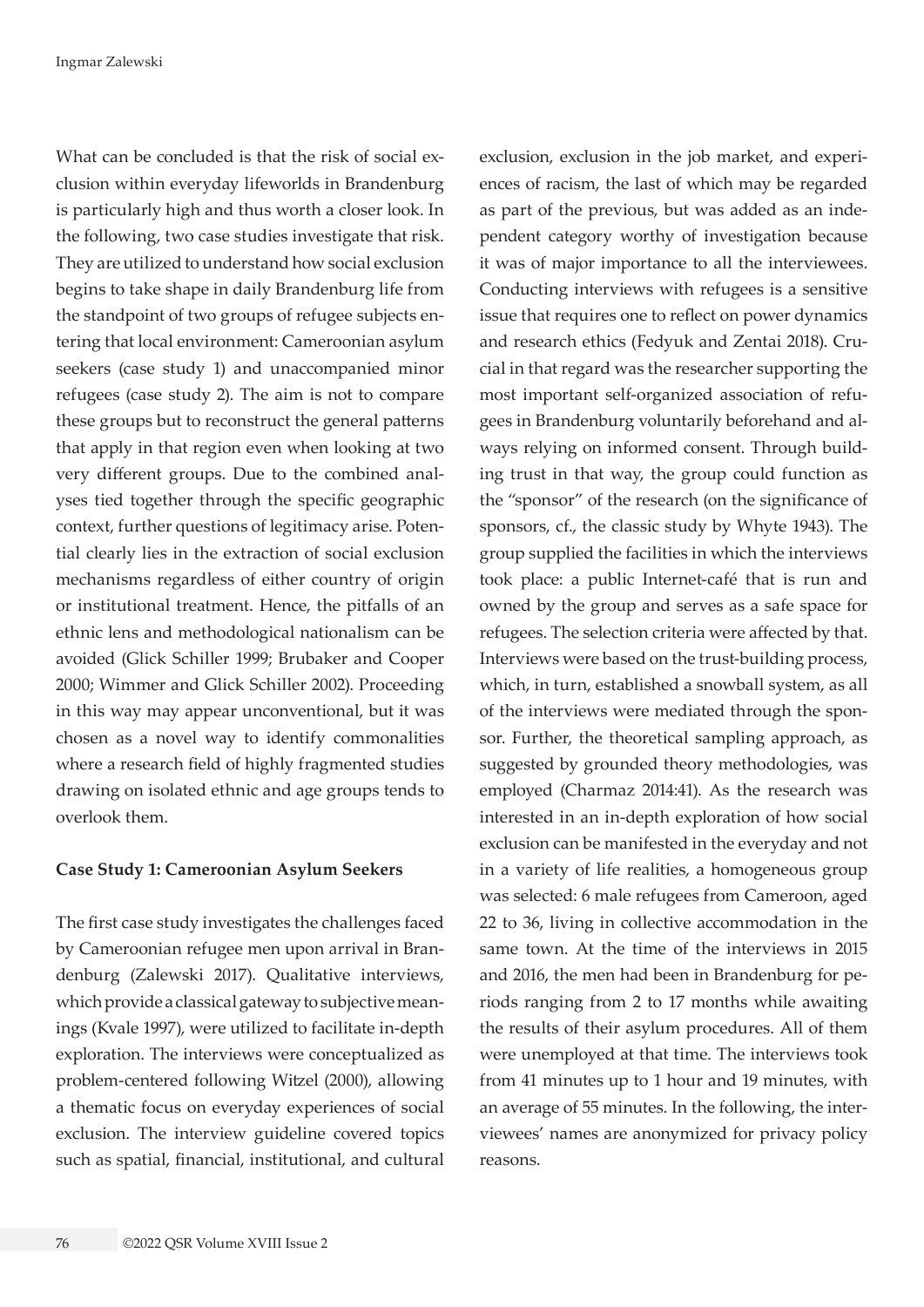What can be concluded is that the risk of social exclusion within everyday lifeworlds in Brandenburg is particularly high and thus worth a closer look. In the following, two case studies investigate that risk. They are utilized to understand how social exclusion begins to take shape in daily Brandenburg life from the standpoint of two groups of refugee subjects entering that local environment: Cameroonian asylum seekers (case study 1) and unaccompanied minor refugees (case study 2). The aim is not to compare these groups but to reconstruct the general patterns that apply in that region even when looking at two very different groups. Due to the combined analyses tied together through the specific geographic context, further questions of legitimacy arise. Potential clearly lies in the extraction of social exclusion mechanisms regardless of either country of origin or institutional treatment. Hence, the pitfalls of an ethnic lens and methodological nationalism can be avoided (Glick Schiller 1999; Brubaker and Cooper 2000; Wimmer and Glick Schiller 2002). Proceeding in this way may appear unconventional, but it was chosen as a novel way to identify commonalities where a research field of highly fragmented studies drawing on isolated ethnic and age groups tends to overlook them.

**Case Study 1: Cameroonian Asylum Seekers**

The first case study investigates the challenges faced by Cameroonian refugee men upon arrival in Brandenburg (Zalewski 2017). Qualitative interviews, which provide a classical gateway to subjective meanings (Kvale 1997), were utilized to facilitate in-depth exploration. The interviews were conceptualized as problem-centered following Witzel (2000), allowing a thematic focus on everyday experiences of social exclusion. The interview guideline covered topics such as spatial, financial, institutional, and cultural exclusion, exclusion in the job market, and experiences of racism, the last of which may be regarded as part of the previous, but was added as an independent category worthy of investigation because it was of major importance to all the interviewees. Conducting interviews with refugees is a sensitive issue that requires one to reflect on power dynamics and research ethics (Fedyuk and Zentai 2018). Crucial in that regard was the researcher supporting the most important self-organized association of refugees in Brandenburg voluntarily beforehand and always relying on informed consent. Through building trust in that way, the group could function as the "sponsor" of the research (on the significance of sponsors, cf., the classic study by Whyte 1943). The group supplied the facilities in which the interviews took place: a public Internet-café that is run and owned by the group and serves as a safe space for refugees. The selection criteria were affected by that. Interviews were based on the trust-building process, which, in turn, established a snowball system, as all of the interviews were mediated through the sponsor. Further, the theoretical sampling approach, as suggested by grounded theory methodologies, was employed (Charmaz 2014:41). As the research was interested in an in-depth exploration of how social exclusion can be manifested in the everyday and not in a variety of life realities, a homogeneous group was selected: 6 male refugees from Cameroon, aged 22 to 36, living in collective accommodation in the same town. At the time of the interviews in 2015 and 2016, the men had been in Brandenburg for periods ranging from 2 to 17 months while awaiting the results of their asylum procedures. All of them were unemployed at that time. The interviews took from 41 minutes up to 1 hour and 19 minutes, with an average of 55 minutes. In the following, the interviewees' names are anonymized for privacy policy reasons.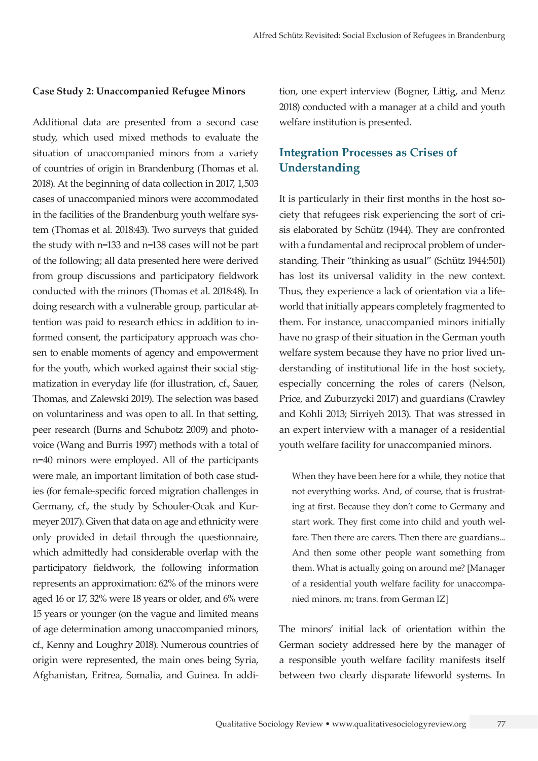### Case Study 2: Unaccompanied Refugee Minors

Additional data are presented from a second case study, which used mixed methods to evaluate the situation of unaccompanied minors from a variety of countries of origin in Brandenburg (Thomas et al. 2018). At the beginning of data collection in 2017, 1,503 cases of unaccompanied minors were accommodated in the facilities of the Brandenburg youth welfare system (Thomas et al. 2018:43). Two surveys that guided the study with n=133 and n=138 cases will not be part of the following; all data presented here were derived from group discussions and participatory fieldwork conducted with the minors (Thomas et al. 2018:48). In doing research with a vulnerable group, particular attention was paid to research ethics: in addition to informed consent, the participatory approach was chosen to enable moments of agency and empowerment for the youth, which worked against their social stigmatization in everyday life (for illustration, cf., Sauer, Thomas, and Zalewski 2019). The selection was based on voluntariness and was open to all. In that setting, peer research (Burns and Schubotz 2009) and photovoice (Wang and Burris 1997) methods with a total of n=40 minors were employed. All of the participants were male, an important limitation of both case studies (for female-specific forced migration challenges in Germany, cf., the study by Schouler-Ocak and Kurmeyer 2017). Given that data on age and ethnicity were only provided in detail through the questionnaire, which admittedly had considerable overlap with the participatory fieldwork, the following information represents an approximation: 62% of the minors were aged 16 or 17, 32% were 18 years or older, and 6% were 15 years or younger (on the vague and limited means of age determination among unaccompanied minors, cf., Kenny and Loughry 2018). Numerous countries of origin were represented, the main ones being Syria, Afghanistan, Eritrea, Somalia, and Guinea. In addition, one expert interview (Bogner, Littig, and Menz 2018) conducted with a manager at a child and youth welfare institution is presented.

## Integration Processes as Crises of Understanding

It is particularly in their first months in the host society that refugees risk experiencing the sort of crisis elaborated by Schütz (1944). They are confronted with a fundamental and reciprocal problem of understanding. Their "thinking as usual" (Schütz 1944:501) has lost its universal validity in the new context. Thus, they experience a lack of orientation via a lifeworld that initially appears completely fragmented to them. For instance, unaccompanied minors initially have no grasp of their situation in the German youth welfare system because they have no prior lived understanding of institutional life in the host society, especially concerning the roles of carers (Nelson, Price, and Zuburzycki 2017) and guardians (Crawley and Kohli 2013; Sirriyeh 2013). That was stressed in an expert interview with a manager of a residential youth welfare facility for unaccompanied minors.

> When they have been here for a while, they notice that not everything works. And, of course, that is frustrating at first. Because they don't come to Germany and start work. They first come into child and youth welfare. Then there are carers. Then there are guardians... And then some other people want something from them. What is actually going on around me? [Manager of a residential youth welfare facility for unaccompanied minors, m; trans. from German IZ]

The minors' initial lack of orientation within the German society addressed here by the manager of a responsible youth welfare facility manifests itself between two clearly disparate lifeworld systems. In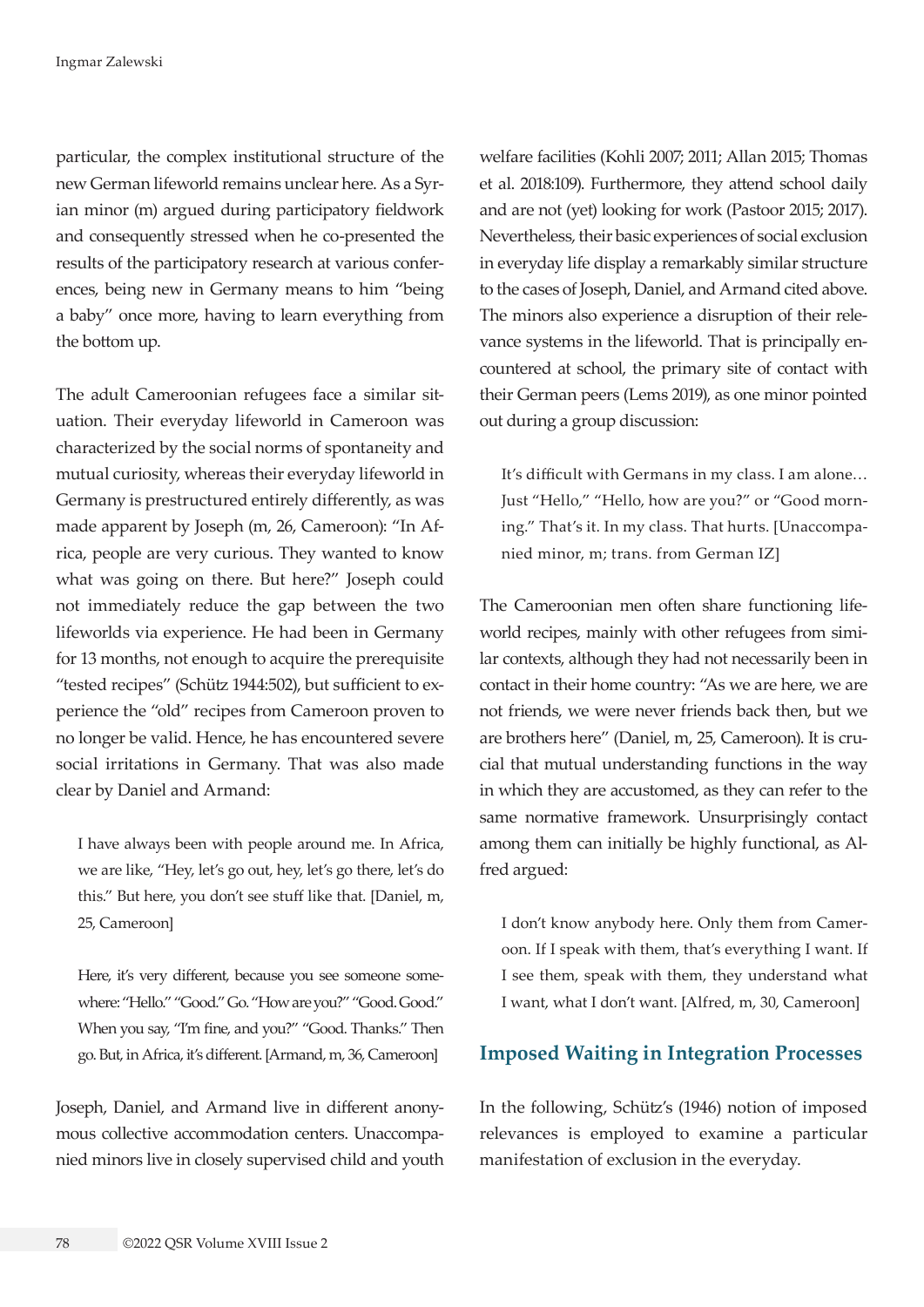particular, the complex institutional structure of the new German lifeworld remains unclear here. As a Syrian minor (m) argued during participatory fieldwork and consequently stressed when he co-presented the results of the participatory research at various conferences, being new in Germany means to him "being a baby" once more, having to learn everything from the bottom up.

The adult Cameroonian refugees face a similar situation. Their everyday lifeworld in Cameroon was characterized by the social norms of spontaneity and mutual curiosity, whereas their everyday lifeworld in Germany is prestructured entirely differently, as was made apparent by Joseph (m, 26, Cameroon): "In Africa, people are very curious. They wanted to know what was going on there. But here?" Joseph could not immediately reduce the gap between the two lifeworlds via experience. He had been in Germany for 13 months, not enough to acquire the prerequisite "tested recipes" (Schütz 1944:502), but sufficient to experience the "old" recipes from Cameroon proven to no longer be valid. Hence, he has encountered severe social irritations in Germany. That was also made clear by Daniel and Armand:

> I have always been with people around me. In Africa, we are like, "Hey, let's go out, hey, let's go there, let's do this." But here, you don't see stuff like that. [Daniel, m, 25, Cameroon]

> Here, it's very different, because you see someone somewhere: "Hello." "Good." Go. "How are you?" "Good. Good." When you say, "I'm fine, and you?" "Good. Thanks." Then go. But, in Africa, it's different. [Armand, m, 36, Cameroon]

Joseph, Daniel, and Armand live in different anonymous collective accommodation centers. Unaccompanied minors live in closely supervised child and youth welfare facilities (Kohli 2007; 2011; Allan 2015; Thomas et al. 2018:109). Furthermore, they attend school daily and are not (yet) looking for work (Pastoor 2015; 2017). Nevertheless, their basic experiences of social exclusion in everyday life display a remarkably similar structure to the cases of Joseph, Daniel, and Armand cited above. The minors also experience a disruption of their relevance systems in the lifeworld. That is principally encountered at school, the primary site of contact with their German peers (Lems 2019), as one minor pointed out during a group discussion:

> It's difficult with Germans in my class. I am alone… Just "Hello," "Hello, how are you?" or "Good morning." That's it. In my class. That hurts. [Unaccompanied minor, m; trans. from German IZ]

The Cameroonian men often share functioning lifeworld recipes, mainly with other refugees from similar contexts, although they had not necessarily been in contact in their home country: "As we are here, we are not friends, we were never friends back then, but we are brothers here" (Daniel, m, 25, Cameroon). It is crucial that mutual understanding functions in the way in which they are accustomed, as they can refer to the same normative framework. Unsurprisingly contact among them can initially be highly functional, as Alfred argued:

> I don't know anybody here. Only them from Cameroon. If I speak with them, that's everything I want. If I see them, speak with them, they understand what I want, what I don't want. [Alfred, m, 30, Cameroon]

## Imposed Waiting in Integration Processes

In the following, Schütz's (1946) notion of imposed relevances is employed to examine a particular manifestation of exclusion in the everyday.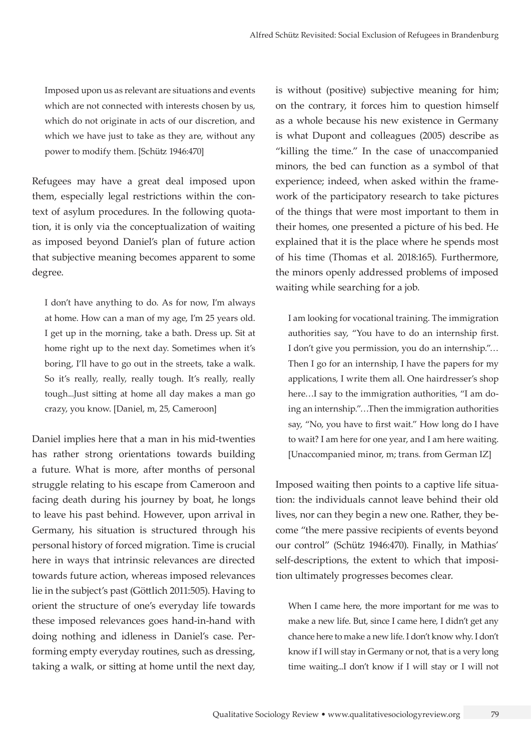> Imposed upon us as relevant are situations and events which are not connected with interests chosen by us, which do not originate in acts of our discretion, and which we have just to take as they are, without any power to modify them. [Schütz 1946:470]

Refugees may have a great deal imposed upon them, especially legal restrictions within the context of asylum procedures. In the following quotation, it is only via the conceptualization of waiting as imposed beyond Daniel's plan of future action that subjective meaning becomes apparent to some degree.

> I don't have anything to do. As for now, I'm always at home. How can a man of my age, I'm 25 years old. I get up in the morning, take a bath. Dress up. Sit at home right up to the next day. Sometimes when it's boring, I'll have to go out in the streets, take a walk. So it's really, really, really tough. It's really, really tough...Just sitting at home all day makes a man go crazy, you know. [Daniel, m, 25, Cameroon]

Daniel implies here that a man in his mid-twenties has rather strong orientations towards building a future. What is more, after months of personal struggle relating to his escape from Cameroon and facing death during his journey by boat, he longs to leave his past behind. However, upon arrival in Germany, his situation is structured through his personal history of forced migration. Time is crucial here in ways that intrinsic relevances are directed towards future action, whereas imposed relevances lie in the subject's past (Göttlich 2011:505). Having to orient the structure of one's everyday life towards these imposed relevances goes hand-in-hand with doing nothing and idleness in Daniel's case. Performing empty everyday routines, such as dressing, taking a walk, or sitting at home until the next day, is without (positive) subjective meaning for him; on the contrary, it forces him to question himself as a whole because his new existence in Germany is what Dupont and colleagues (2005) describe as "killing the time." In the case of unaccompanied minors, the bed can function as a symbol of that experience; indeed, when asked within the framework of the participatory research to take pictures of the things that were most important to them in their homes, one presented a picture of his bed. He explained that it is the place where he spends most of his time (Thomas et al. 2018:165). Furthermore, the minors openly addressed problems of imposed waiting while searching for a job.

> I am looking for vocational training. The immigration authorities say, "You have to do an internship first. I don't give you permission, you do an internship."…Then I go for an internship, I have the papers for my applications, I write them all. One hairdresser's shop here…I say to the immigration authorities, "I am doing an internship."…Then the immigration authorities say, "No, you have to first wait." How long do I have to wait? I am here for one year, and I am here waiting. [Unaccompanied minor, m; trans. from German IZ]

Imposed waiting then points to a captive life situation: the individuals cannot leave behind their old lives, nor can they begin a new one. Rather, they become "the mere passive recipients of events beyond our control" (Schütz 1946:470). Finally, in Mathias' self-descriptions, the extent to which that imposition ultimately progresses becomes clear.

> When I came here, the more important for me was to make a new life. But, since I came here, I didn't get any chance here to make a new life. I don't know why. I don't know if I will stay in Germany or not, that is a very long time waiting...I don't know if I will stay or I will not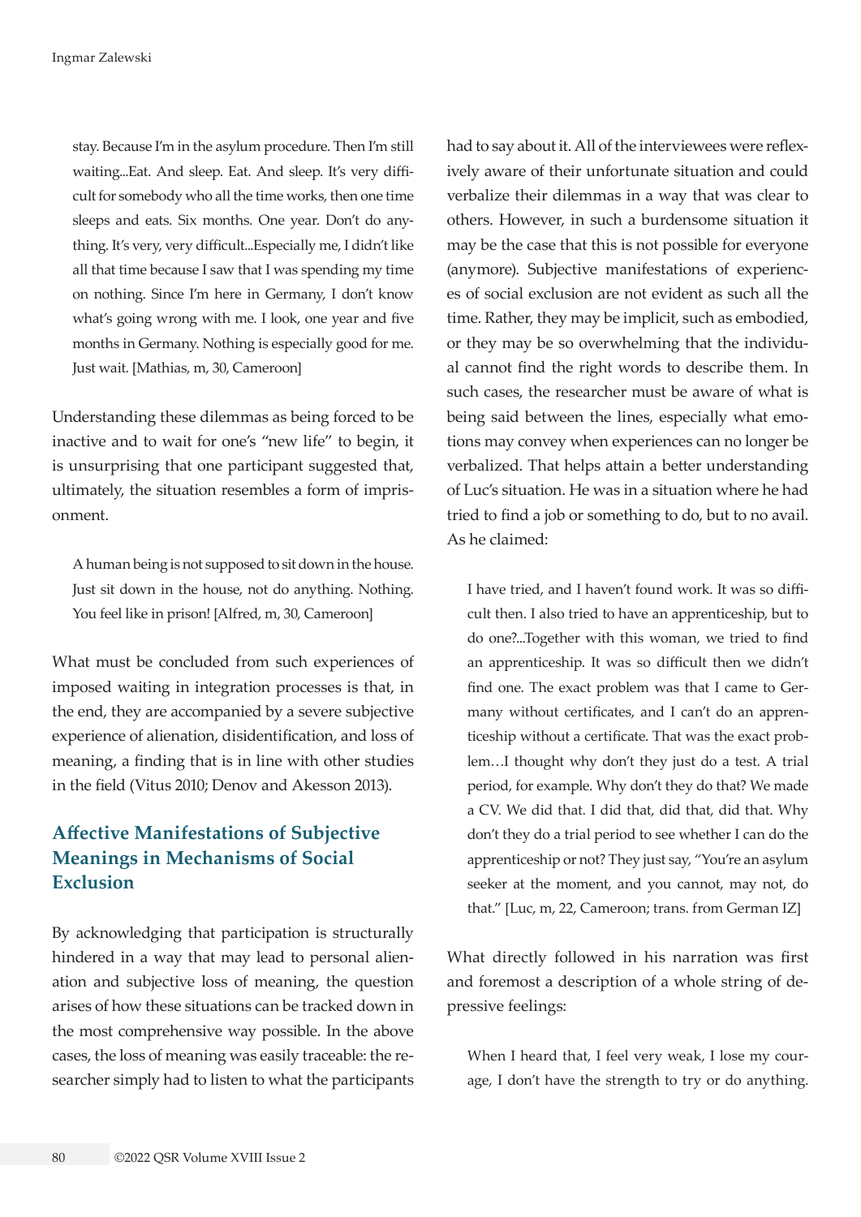> stay. Because I'm in the asylum procedure. Then I'm still waiting...Eat. And sleep. Eat. And sleep. It's very difficult for somebody who all the time works, then one time sleeps and eats. Six months. One year. Don't do anything. It's very, very difficult...Especially me, I didn't like all that time because I saw that I was spending my time on nothing. Since I'm here in Germany, I don't know what's going wrong with me. I look, one year and five months in Germany. Nothing is especially good for me. Just wait. [Mathias, m, 30, Cameroon]

Understanding these dilemmas as being forced to be inactive and to wait for one's "new life" to begin, it is unsurprising that one participant suggested that, ultimately, the situation resembles a form of imprisonment.

> A human being is not supposed to sit down in the house. Just sit down in the house, not do anything. Nothing. You feel like in prison! [Alfred, m, 30, Cameroon]

What must be concluded from such experiences of imposed waiting in integration processes is that, in the end, they are accompanied by a severe subjective experience of alienation, disidentification, and loss of meaning, a finding that is in line with other studies in the field (Vitus 2010; Denov and Akesson 2013).

## Affective Manifestations of Subjective Meanings in Mechanisms of Social Exclusion

By acknowledging that participation is structurally hindered in a way that may lead to personal alienation and subjective loss of meaning, the question arises of how these situations can be tracked down in the most comprehensive way possible. In the above cases, the loss of meaning was easily traceable: the researcher simply had to listen to what the participants had to say about it. All of the interviewees were reflexively aware of their unfortunate situation and could verbalize their dilemmas in a way that was clear to others. However, in such a burdensome situation it may be the case that this is not possible for everyone (anymore). Subjective manifestations of experiences of social exclusion are not evident as such all the time. Rather, they may be implicit, such as embodied, or they may be so overwhelming that the individual cannot find the right words to describe them. In such cases, the researcher must be aware of what is being said between the lines, especially what emotions may convey when experiences can no longer be verbalized. That helps attain a better understanding of Luc's situation. He was in a situation where he had tried to find a job or something to do, but to no avail. As he claimed:

> I have tried, and I haven't found work. It was so difficult then. I also tried to have an apprenticeship, but to do one?...Together with this woman, we tried to find an apprenticeship. It was so difficult then we didn't find one. The exact problem was that I came to Germany without certificates, and I can't do an apprenticeship without a certificate. That was the exact problem…I thought why don't they just do a test. A trial period, for example. Why don't they do that? We made a CV. We did that. I did that, did that, did that. Why don't they do a trial period to see whether I can do the apprenticeship or not? They just say, "You're an asylum seeker at the moment, and you cannot, may not, do that." [Luc, m, 22, Cameroon; trans. from German IZ]

What directly followed in his narration was first and foremost a description of a whole string of depressive feelings:

> When I heard that, I feel very weak, I lose my courage, I don't have the strength to try or do anything.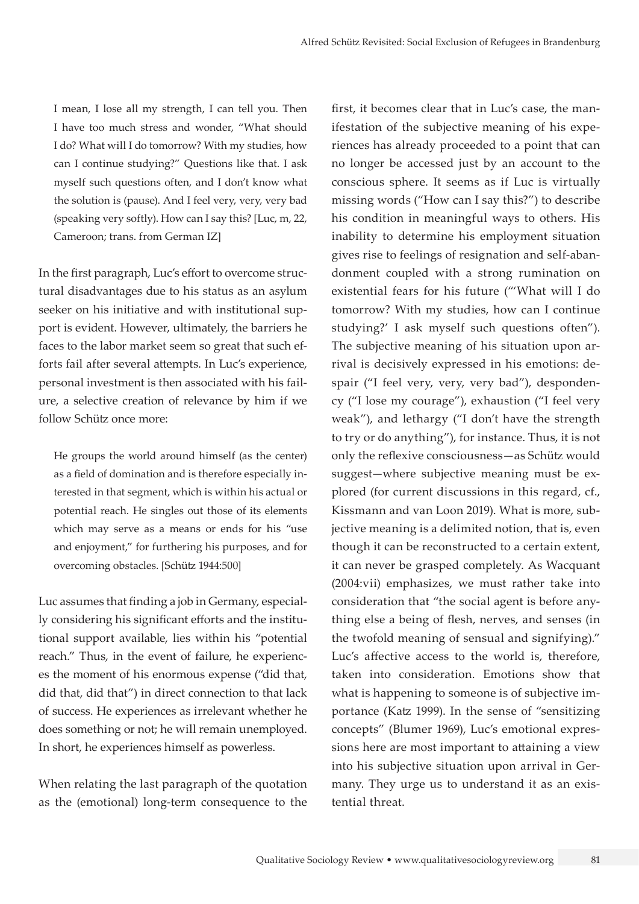> I mean, I lose all my strength, I can tell you. Then I have too much stress and wonder, "What should I do? What will I do tomorrow? With my studies, how can I continue studying?" Questions like that. I ask myself such questions often, and I don't know what the solution is (pause). And I feel very, very, very bad (speaking very softly). How can I say this? [Luc, m, 22, Cameroon; trans. from German IZ]

In the first paragraph, Luc's effort to overcome structural disadvantages due to his status as an asylum seeker on his initiative and with institutional support is evident. However, ultimately, the barriers he faces to the labor market seem so great that such efforts fail after several attempts. In Luc's experience, personal investment is then associated with his failure, a selective creation of relevance by him if we follow Schütz once more:

> He groups the world around himself (as the center) as a field of domination and is therefore especially interested in that segment, which is within his actual or potential reach. He singles out those of its elements which may serve as a means or ends for his "use and enjoyment," for furthering his purposes, and for overcoming obstacles. [Schütz 1944:500]

Luc assumes that finding a job in Germany, especially considering his significant efforts and the institutional support available, lies within his "potential reach." Thus, in the event of failure, he experiences the moment of his enormous expense ("did that, did that, did that") in direct connection to that lack of success. He experiences as irrelevant whether he does something or not; he will remain unemployed. In short, he experiences himself as powerless.

When relating the last paragraph of the quotation as the (emotional) long-term consequence to the first, it becomes clear that in Luc's case, the manifestation of the subjective meaning of his experiences has already proceeded to a point that can no longer be accessed just by an account to the conscious sphere. It seems as if Luc is virtually missing words ("How can I say this?") to describe his condition in meaningful ways to others. His inability to determine his employment situation gives rise to feelings of resignation and self-abandonment coupled with a strong rumination on existential fears for his future ("'What will I do tomorrow? With my studies, how can I continue studying?' I ask myself such questions often"). The subjective meaning of his situation upon arrival is decisively expressed in his emotions: despair ("I feel very, very, very bad"), despondency ("I lose my courage"), exhaustion ("I feel very weak"), and lethargy ("I don't have the strength to try or do anything"), for instance. Thus, it is not only the reflexive consciousness—as Schütz would suggest—where subjective meaning must be explored (for current discussions in this regard, cf., Kissmann and van Loon 2019). What is more, subjective meaning is a delimited notion, that is, even though it can be reconstructed to a certain extent, it can never be grasped completely. As Wacquant (2004:vii) emphasizes, we must rather take into consideration that "the social agent is before anything else a being of flesh, nerves, and senses (in the twofold meaning of sensual and signifying)." Luc's affective access to the world is, therefore, taken into consideration. Emotions show that what is happening to someone is of subjective importance (Katz 1999). In the sense of "sensitizing concepts" (Blumer 1969), Luc's emotional expressions here are most important to attaining a view into his subjective situation upon arrival in Germany. They urge us to understand it as an existential threat.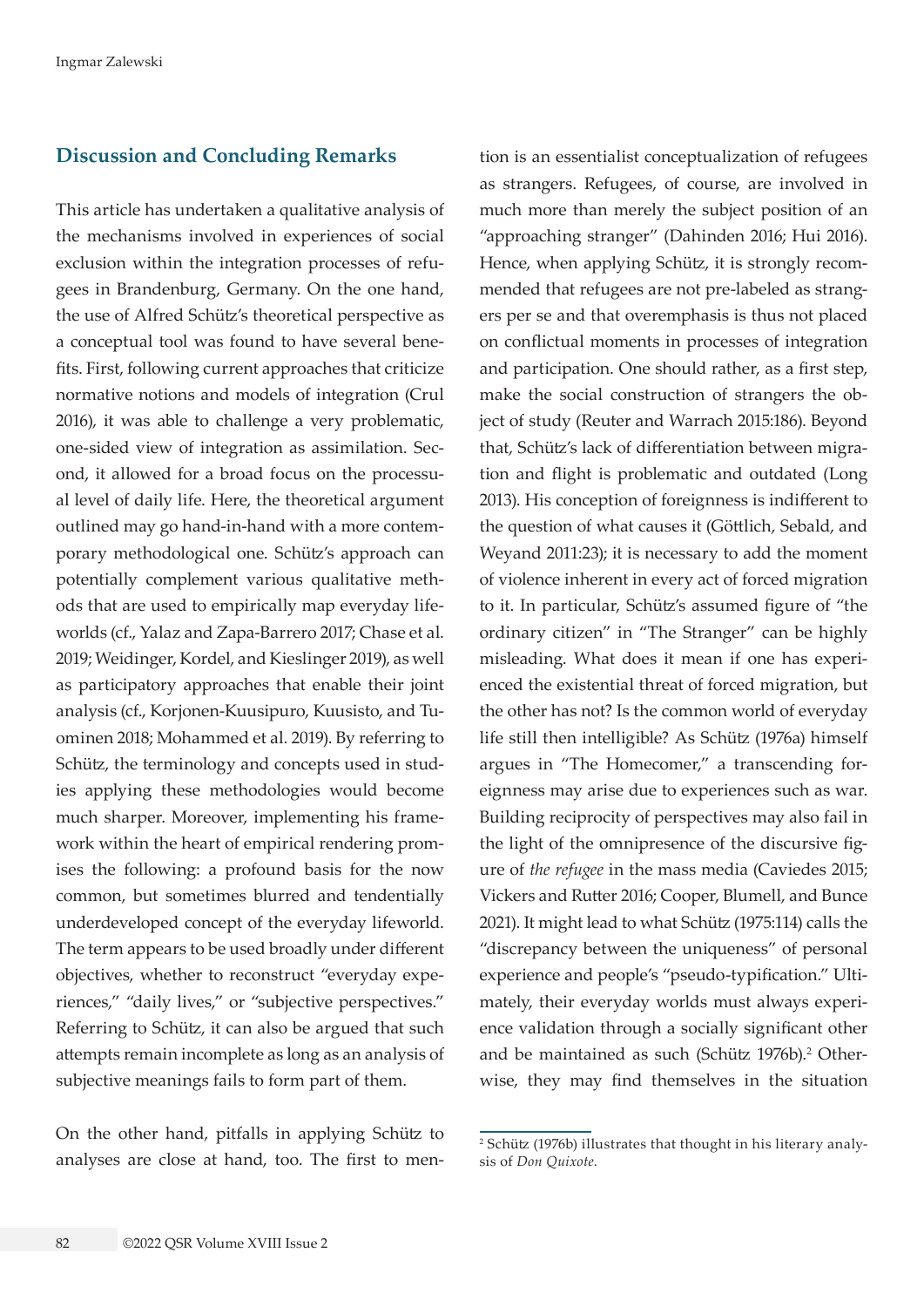## Discussion and Concluding Remarks

This article has undertaken a qualitative analysis of the mechanisms involved in experiences of social exclusion within the integration processes of refugees in Brandenburg, Germany. On the one hand, the use of Alfred Schütz's theoretical perspective as a conceptual tool was found to have several benefits. First, following current approaches that criticize normative notions and models of integration (Crul 2016), it was able to challenge a very problematic, one-sided view of integration as assimilation. Second, it allowed for a broad focus on the processual level of daily life. Here, the theoretical argument outlined may go hand-in-hand with a more contemporary methodological one. Schütz's approach can potentially complement various qualitative methods that are used to empirically map everyday lifeworlds (cf., Yalaz and Zapa-Barrero 2017; Chase et al. 2019; Weidinger, Kordel, and Kieslinger 2019), as well as participatory approaches that enable their joint analysis (cf., Korjonen-Kuusipuro, Kuusisto, and Tuominen 2018; Mohammed et al. 2019). By referring to Schütz, the terminology and concepts used in studies applying these methodologies would become much sharper. Moreover, implementing his framework within the heart of empirical rendering promises the following: a profound basis for the now common, but sometimes blurred and tendentially underdeveloped concept of the everyday lifeworld. The term appears to be used broadly under different objectives, whether to reconstruct "everyday experiences," "daily lives," or "subjective perspectives." Referring to Schütz, it can also be argued that such attempts remain incomplete as long as an analysis of subjective meanings fails to form part of them.

On the other hand, pitfalls in applying Schütz to analyses are close at hand, too. The first to mention is an essentialist conceptualization of refugees as strangers. Refugees, of course, are involved in much more than merely the subject position of an "approaching stranger" (Dahinden 2016; Hui 2016). Hence, when applying Schütz, it is strongly recommended that refugees are not pre-labeled as strangers per se and that overemphasis is thus not placed on conflictual moments in processes of integration and participation. One should rather, as a first step, make the social construction of strangers the object of study (Reuter and Warrach 2015:186). Beyond that, Schütz's lack of differentiation between migration and flight is problematic and outdated (Long 2013). His conception of foreignness is indifferent to the question of what causes it (Göttlich, Sebald, and Weyand 2011:23); it is necessary to add the moment of violence inherent in every act of forced migration to it. In particular, Schütz's assumed figure of "the ordinary citizen" in "The Stranger" can be highly misleading. What does it mean if one has experienced the existential threat of forced migration, but the other has not? Is the common world of everyday life still then intelligible? As Schütz (1976a) himself argues in "The Homecomer," a transcending foreignness may arise due to experiences such as war. Building reciprocity of perspectives may also fail in the light of the omnipresence of the discursive figure of *the refugee* in the mass media (Caviedes 2015; Vickers and Rutter 2016; Cooper, Blumell, and Bunce 2021). It might lead to what Schütz (1975:114) calls the "discrepancy between the uniqueness" of personal experience and people's "pseudo-typification." Ultimately, their everyday worlds must always experience validation through a socially significant other and be maintained as such (Schütz 1976b).[2] Otherwise, they may find themselves in the situation

[2] Schütz (1976b) illustrates that thought in his literary analysis of *Don Quixote*.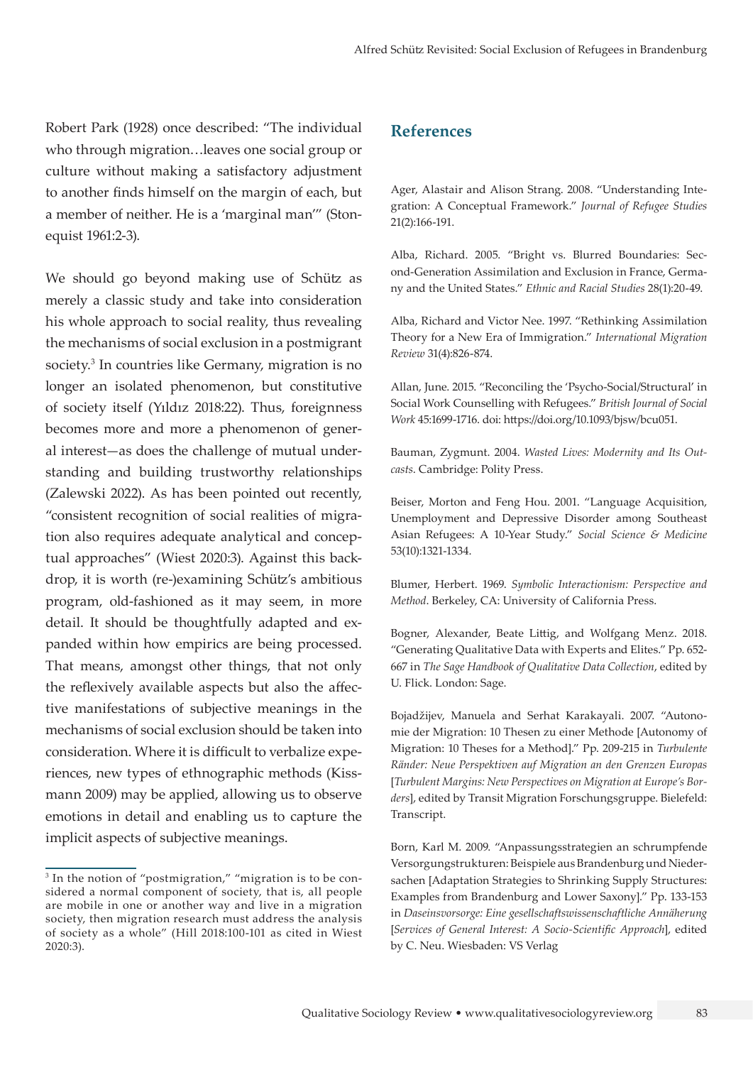Robert Park (1928) once described: "The individual who through migration…leaves one social group or culture without making a satisfactory adjustment to another finds himself on the margin of each, but a member of neither. He is a 'marginal man'" (Stonequist 1961:2-3).

We should go beyond making use of Schütz as merely a classic study and take into consideration his whole approach to social reality, thus revealing the mechanisms of social exclusion in a postmigrant society.[3] In countries like Germany, migration is no longer an isolated phenomenon, but constitutive of society itself (Yıldız 2018:22). Thus, foreignness becomes more and more a phenomenon of general interest—as does the challenge of mutual understanding and building trustworthy relationships (Zalewski 2022). As has been pointed out recently, "consistent recognition of social realities of migration also requires adequate analytical and conceptual approaches" (Wiest 2020:3). Against this backdrop, it is worth (re-)examining Schütz's ambitious program, old-fashioned as it may seem, in more detail. It should be thoughtfully adapted and expanded within how empirics are being processed. That means, amongst other things, that not only the reflexively available aspects but also the affective manifestations of subjective meanings in the mechanisms of social exclusion should be taken into consideration. Where it is difficult to verbalize experiences, new types of ethnographic methods (Kissmann 2009) may be applied, allowing us to observe emotions in detail and enabling us to capture the implicit aspects of subjective meanings.

[3] In the notion of "postmigration," "migration is to be considered a normal component of society, that is, all people are mobile in one or another way and live in a migration society, then migration research must address the analysis of society as a whole" (Hill 2018:100-101 as cited in Wiest 2020:3).

## References

Ager, Alastair and Alison Strang. 2008. "Understanding Integration: A Conceptual Framework." *Journal of Refugee Studies* 21(2):166-191.

Alba, Richard. 2005. "Bright vs. Blurred Boundaries: Second-Generation Assimilation and Exclusion in France, Germany and the United States." *Ethnic and Racial Studies* 28(1):20-49.

Alba, Richard and Victor Nee. 1997. "Rethinking Assimilation Theory for a New Era of Immigration." *International Migration Review* 31(4):826-874.

Allan, June. 2015. "Reconciling the 'Psycho-Social/Structural' in Social Work Counselling with Refugees." *British Journal of Social Work* 45:1699-1716. doi: https://doi.org/10.1093/bjsw/bcu051.

Bauman, Zygmunt. 2004. *Wasted Lives: Modernity and Its Outcasts*. Cambridge: Polity Press.

Beiser, Morton and Feng Hou. 2001. "Language Acquisition, Unemployment and Depressive Disorder among Southeast Asian Refugees: A 10-Year Study." *Social Science & Medicine* 53(10):1321-1334.

Blumer, Herbert. 1969. *Symbolic Interactionism: Perspective and Method*. Berkeley, CA: University of California Press.

Bogner, Alexander, Beate Littig, and Wolfgang Menz. 2018. "Generating Qualitative Data with Experts and Elites." Pp. 652-667 in *The Sage Handbook of Qualitative Data Collection*, edited by U. Flick. London: Sage.

Bojadžijev, Manuela and Serhat Karakayali. 2007. "Autonomie der Migration: 10 Thesen zu einer Methode [Autonomy of Migration: 10 Theses for a Method]." Pp. 209-215 in *Turbulente Ränder: Neue Perspektiven auf Migration an den Grenzen Europas* [*Turbulent Margins: New Perspectives on Migration at Europe's Borders*], edited by Transit Migration Forschungsgruppe. Bielefeld: Transcript.

Born, Karl M. 2009. "Anpassungsstrategien an schrumpfende Versorgungsstrukturen: Beispiele aus Brandenburg und Niedersachen [Adaptation Strategies to Shrinking Supply Structures: Examples from Brandenburg and Lower Saxony]." Pp. 133-153 in *Daseinsvorsorge: Eine gesellschaftswissenschaftliche Annäherung* [*Services of General Interest: A Socio-Scientific Approach*], edited by C. Neu. Wiesbaden: VS Verlag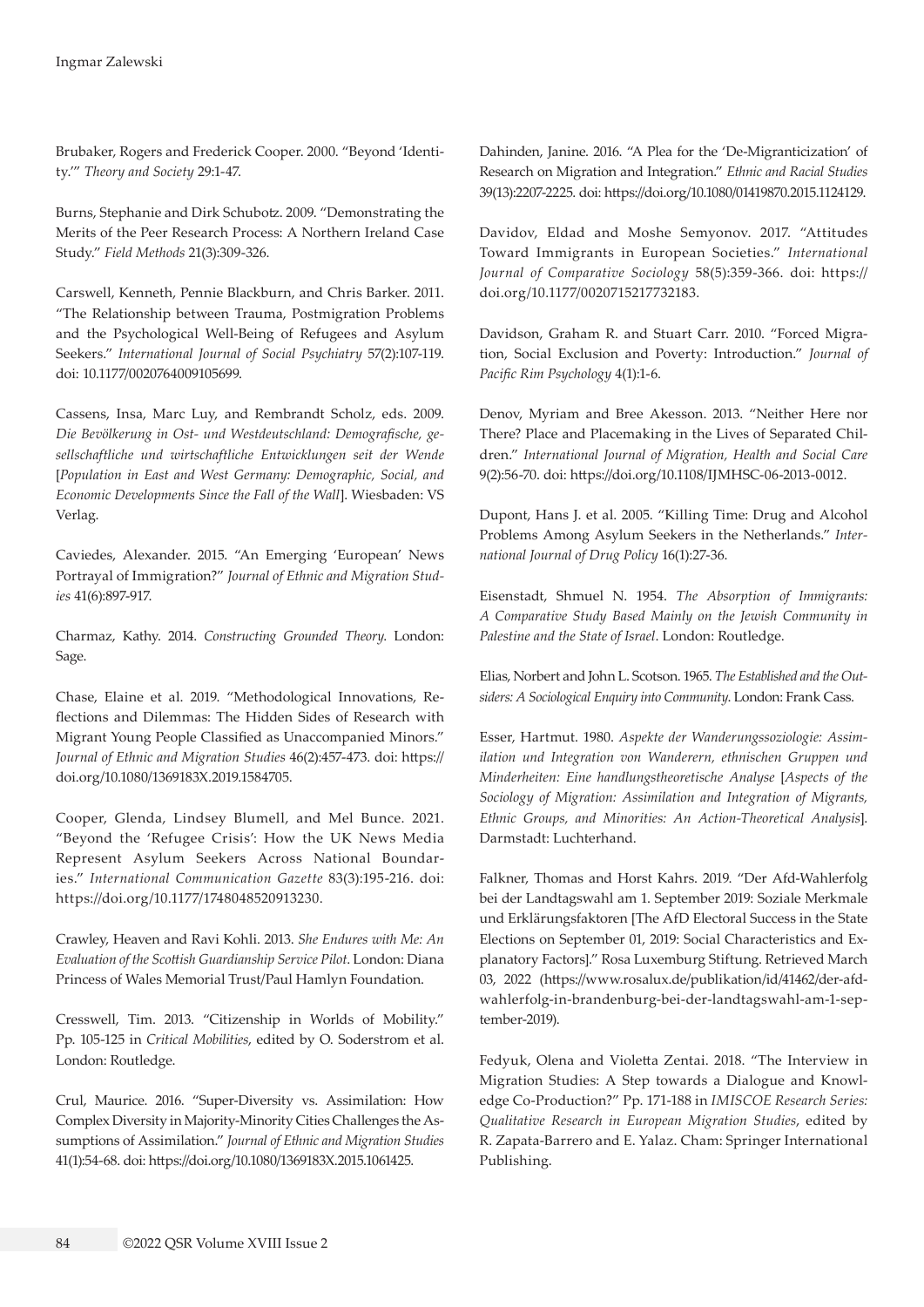Brubaker, Rogers and Frederick Cooper. 2000. "Beyond 'Identity.'" *Theory and Society* 29:1-47.

Burns, Stephanie and Dirk Schubotz. 2009. "Demonstrating the Merits of the Peer Research Process: A Northern Ireland Case Study." *Field Methods* 21(3):309-326.

Carswell, Kenneth, Pennie Blackburn, and Chris Barker. 2011. "The Relationship between Trauma, Postmigration Problems and the Psychological Well-Being of Refugees and Asylum Seekers." *International Journal of Social Psychiatry* 57(2):107-119. doi: 10.1177/0020764009105699.

Cassens, Insa, Marc Luy, and Rembrandt Scholz, eds. 2009. *Die Bevölkerung in Ost- und Westdeutschland: Demografische, gesellschaftliche und wirtschaftliche Entwicklungen seit der Wende* [*Population in East and West Germany: Demographic, Social, and Economic Developments Since the Fall of the Wall*]. Wiesbaden: VS Verlag.

Caviedes, Alexander. 2015. "An Emerging 'European' News Portrayal of Immigration?" *Journal of Ethnic and Migration Studies* 41(6):897-917.

Charmaz, Kathy. 2014. *Constructing Grounded Theory*. London: Sage.

Chase, Elaine et al. 2019. "Methodological Innovations, Reflections and Dilemmas: The Hidden Sides of Research with Migrant Young People Classified as Unaccompanied Minors." *Journal of Ethnic and Migration Studies* 46(2):457-473. doi: https://doi.org/10.1080/1369183X.2019.1584705.

Cooper, Glenda, Lindsey Blumell, and Mel Bunce. 2021. "Beyond the 'Refugee Crisis': How the UK News Media Represent Asylum Seekers Across National Boundaries." *International Communication Gazette* 83(3):195-216. doi: https://doi.org/10.1177/1748048520913230.

Crawley, Heaven and Ravi Kohli. 2013. *She Endures with Me: An Evaluation of the Scottish Guardianship Service Pilot*. London: Diana Princess of Wales Memorial Trust/Paul Hamlyn Foundation.

Cresswell, Tim. 2013. "Citizenship in Worlds of Mobility." Pp. 105-125 in *Critical Mobilities*, edited by O. Soderstrom et al. London: Routledge.

Crul, Maurice. 2016. "Super-Diversity vs. Assimilation: How Complex Diversity in Majority-Minority Cities Challenges the Assumptions of Assimilation." *Journal of Ethnic and Migration Studies* 41(1):54-68. doi: https://doi.org/10.1080/1369183X.2015.1061425.

Dahinden, Janine. 2016. "A Plea for the 'De-Migranticization' of Research on Migration and Integration." *Ethnic and Racial Studies* 39(13):2207-2225. doi: https://doi.org/10.1080/01419870.2015.1124129.

Davidov, Eldad and Moshe Semyonov. 2017. "Attitudes Toward Immigrants in European Societies." *International Journal of Comparative Sociology* 58(5):359-366. doi: https://doi.org/10.1177/0020715217732183.

Davidson, Graham R. and Stuart Carr. 2010. "Forced Migration, Social Exclusion and Poverty: Introduction." *Journal of Pacific Rim Psychology* 4(1):1-6.

Denov, Myriam and Bree Akesson. 2013. "Neither Here nor There? Place and Placemaking in the Lives of Separated Children." *International Journal of Migration, Health and Social Care* 9(2):56-70. doi: https://doi.org/10.1108/IJMHSC-06-2013-0012.

Dupont, Hans J. et al. 2005. "Killing Time: Drug and Alcohol Problems Among Asylum Seekers in the Netherlands." *International Journal of Drug Policy* 16(1):27-36.

Eisenstadt, Shmuel N. 1954. *The Absorption of Immigrants: A Comparative Study Based Mainly on the Jewish Community in Palestine and the State of Israel*. London: Routledge.

Elias, Norbert and John L. Scotson. 1965. *The Established and the Outsiders: A Sociological Enquiry into Community*. London: Frank Cass.

Esser, Hartmut. 1980. *Aspekte der Wanderungssoziologie: Assimilation und Integration von Wanderern, ethnischen Gruppen und Minderheiten: Eine handlungstheoretische Analyse* [*Aspects of the Sociology of Migration: Assimilation and Integration of Migrants, Ethnic Groups, and Minorities: An Action-Theoretical Analysis*]. Darmstadt: Luchterhand.

Falkner, Thomas and Horst Kahrs. 2019. "Der Afd-Wahlerfolg bei der Landtagswahl am 1. September 2019: Soziale Merkmale und Erklärungsfaktoren [The AfD Electoral Success in the State Elections on September 01, 2019: Social Characteristics and Explanatory Factors]." Rosa Luxemburg Stiftung. Retrieved March 03, 2022 (https://www.rosalux.de/publikation/id/41462/der-afd-wahlerfolg-in-brandenburg-bei-der-landtagswahl-am-1-september-2019).

Fedyuk, Olena and Violetta Zentai. 2018. "The Interview in Migration Studies: A Step towards a Dialogue and Knowledge Co-Production?" Pp. 171-188 in *IMISCOE Research Series: Qualitative Research in European Migration Studies*, edited by R. Zapata-Barrero and E. Yalaz. Cham: Springer International Publishing.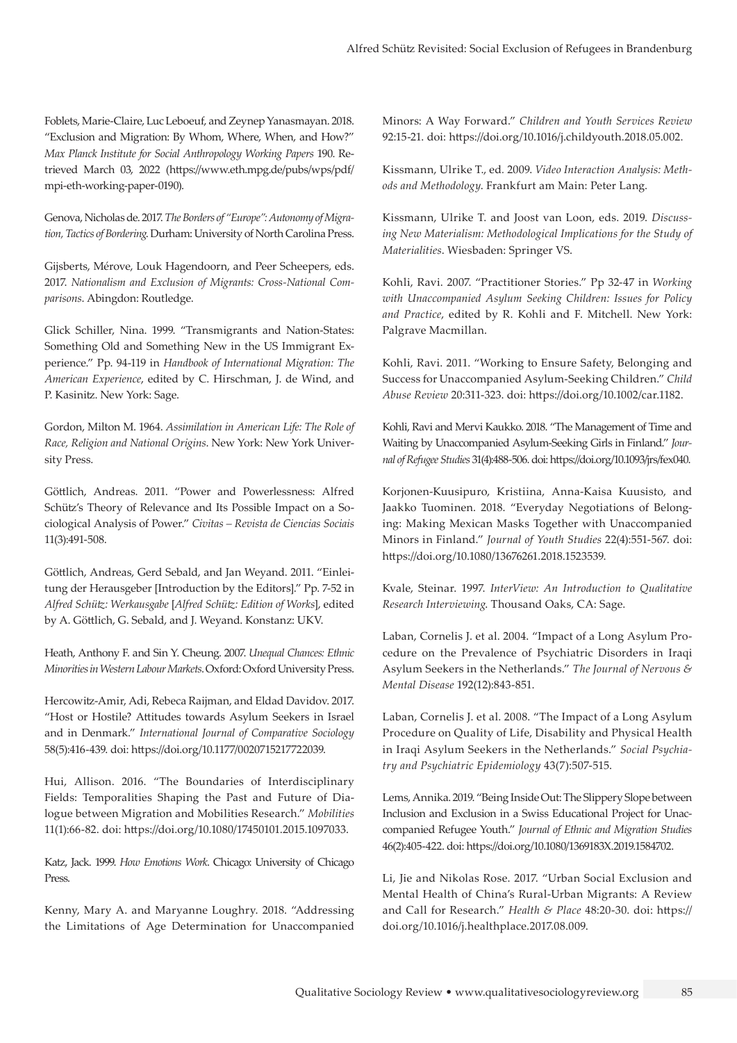Foblets, Marie-Claire, Luc Leboeuf, and Zeynep Yanasmayan. 2018. "Exclusion and Migration: By Whom, Where, When, and How?" *Max Planck Institute for Social Anthropology Working Papers* 190. Retrieved March 03, 2022 (https://www.eth.mpg.de/pubs/wps/pdf/mpi-eth-working-paper-0190).

Genova, Nicholas de. 2017. *The Borders of "Europe": Autonomy of Migration, Tactics of Bordering*. Durham: University of North Carolina Press.

Gijsberts, Mérove, Louk Hagendoorn, and Peer Scheepers, eds. 2017. *Nationalism and Exclusion of Migrants: Cross-National Comparisons*. Abingdon: Routledge.

Glick Schiller, Nina. 1999. "Transmigrants and Nation-States: Something Old and Something New in the US Immigrant Experience." Pp. 94-119 in *Handbook of International Migration: The American Experience*, edited by C. Hirschman, J. de Wind, and P. Kasinitz. New York: Sage.

Gordon, Milton M. 1964. *Assimilation in American Life: The Role of Race, Religion and National Origins*. New York: New York University Press.

Göttlich, Andreas. 2011. "Power and Powerlessness: Alfred Schütz's Theory of Relevance and Its Possible Impact on a Sociological Analysis of Power." *Civitas – Revista de Ciencias Sociais* 11(3):491-508.

Göttlich, Andreas, Gerd Sebald, and Jan Weyand. 2011. "Einleitung der Herausgeber [Introduction by the Editors]." Pp. 7-52 in *Alfred Schütz: Werkausgabe* [*Alfred Schütz: Edition of Works*], edited by A. Göttlich, G. Sebald, and J. Weyand. Konstanz: UKV.

Heath, Anthony F. and Sin Y. Cheung. 2007. *Unequal Chances: Ethnic Minorities in Western Labour Markets*. Oxford: Oxford University Press.

Hercowitz-Amir, Adi, Rebeca Raijman, and Eldad Davidov. 2017. "Host or Hostile? Attitudes towards Asylum Seekers in Israel and in Denmark." *International Journal of Comparative Sociology* 58(5):416-439. doi: https://doi.org/10.1177/0020715217722039.

Hui, Allison. 2016. "The Boundaries of Interdisciplinary Fields: Temporalities Shaping the Past and Future of Dialogue between Migration and Mobilities Research." *Mobilities* 11(1):66-82. doi: https://doi.org/10.1080/17450101.2015.1097033.

Katz, Jack. 1999. *How Emotions Work*. Chicago: University of Chicago Press.

Kenny, Mary A. and Maryanne Loughry. 2018. "Addressing the Limitations of Age Determination for Unaccompanied Minors: A Way Forward." *Children and Youth Services Review* 92:15-21. doi: https://doi.org/10.1016/j.childyouth.2018.05.002.

Kissmann, Ulrike T., ed. 2009. *Video Interaction Analysis: Methods and Methodology*. Frankfurt am Main: Peter Lang.

Kissmann, Ulrike T. and Joost van Loon, eds. 2019. *Discussing New Materialism: Methodological Implications for the Study of Materialities*. Wiesbaden: Springer VS.

Kohli, Ravi. 2007. "Practitioner Stories." Pp 32-47 in *Working with Unaccompanied Asylum Seeking Children: Issues for Policy and Practice*, edited by R. Kohli and F. Mitchell. New York: Palgrave Macmillan.

Kohli, Ravi. 2011. "Working to Ensure Safety, Belonging and Success for Unaccompanied Asylum-Seeking Children." *Child Abuse Review* 20:311-323. doi: https://doi.org/10.1002/car.1182.

Kohli, Ravi and Mervi Kaukko. 2018. "The Management of Time and Waiting by Unaccompanied Asylum-Seeking Girls in Finland." *Journal of Refugee Studies* 31(4):488-506. doi: https://doi.org/10.1093/jrs/fex040.

Korjonen-Kuusipuro, Kristiina, Anna-Kaisa Kuusisto, and Jaakko Tuominen. 2018. "Everyday Negotiations of Belonging: Making Mexican Masks Together with Unaccompanied Minors in Finland." *Journal of Youth Studies* 22(4):551-567. doi: https://doi.org/10.1080/13676261.2018.1523539.

Kvale, Steinar. 1997. *InterView: An Introduction to Qualitative Research Interviewing*. Thousand Oaks, CA: Sage.

Laban, Cornelis J. et al. 2004. "Impact of a Long Asylum Procedure on the Prevalence of Psychiatric Disorders in Iraqi Asylum Seekers in the Netherlands." *The Journal of Nervous & Mental Disease* 192(12):843-851.

Laban, Cornelis J. et al. 2008. "The Impact of a Long Asylum Procedure on Quality of Life, Disability and Physical Health in Iraqi Asylum Seekers in the Netherlands." *Social Psychiatry and Psychiatric Epidemiology* 43(7):507-515.

Lems, Annika. 2019. "Being Inside Out: The Slippery Slope between Inclusion and Exclusion in a Swiss Educational Project for Unaccompanied Refugee Youth." *Journal of Ethnic and Migration Studies* 46(2):405-422. doi: https://doi.org/10.1080/1369183X.2019.1584702.

Li, Jie and Nikolas Rose. 2017. "Urban Social Exclusion and Mental Health of China's Rural-Urban Migrants: A Review and Call for Research." *Health & Place* 48:20-30. doi: https://doi.org/10.1016/j.healthplace.2017.08.009.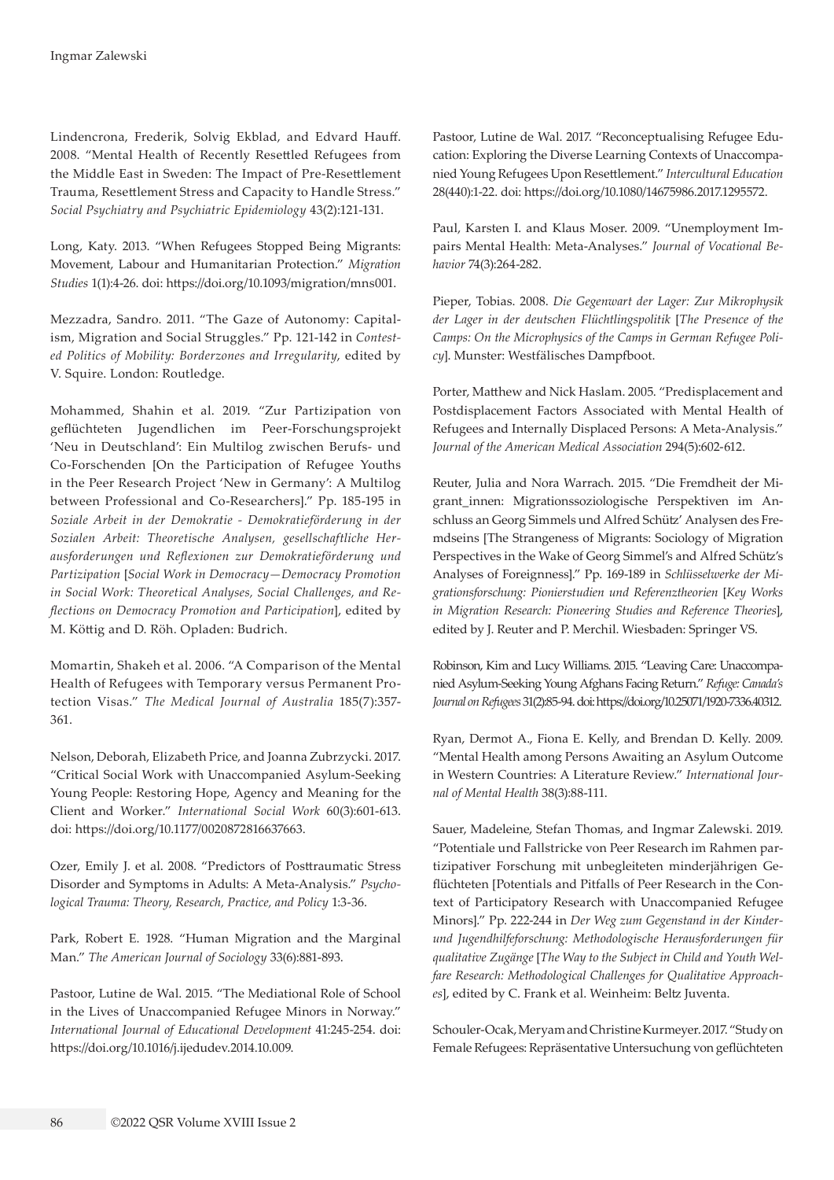Lindencrona, Frederik, Solvig Ekblad, and Edvard Hauff. 2008. "Mental Health of Recently Resettled Refugees from the Middle East in Sweden: The Impact of Pre-Resettlement Trauma, Resettlement Stress and Capacity to Handle Stress." *Social Psychiatry and Psychiatric Epidemiology* 43(2):121-131.

Long, Katy. 2013. "When Refugees Stopped Being Migrants: Movement, Labour and Humanitarian Protection." *Migration Studies* 1(1):4-26. doi: https://doi.org/10.1093/migration/mns001.

Mezzadra, Sandro. 2011. "The Gaze of Autonomy: Capitalism, Migration and Social Struggles." Pp. 121-142 in *Contested Politics of Mobility: Borderzones and Irregularity*, edited by V. Squire. London: Routledge.

Mohammed, Shahin et al. 2019. "Zur Partizipation von geflüchteten Jugendlichen im Peer-Forschungsprojekt 'Neu in Deutschland': Ein Multilog zwischen Berufs- und Co-Forschenden [On the Participation of Refugee Youths in the Peer Research Project 'New in Germany': A Multilog between Professional and Co-Researchers]." Pp. 185-195 in *Soziale Arbeit in der Demokratie - Demokratieförderung in der Sozialen Arbeit: Theoretische Analysen, gesellschaftliche Herausforderungen und Reflexionen zur Demokratieförderung und Partizipation* [*Social Work in Democracy—Democracy Promotion in Social Work: Theoretical Analyses, Social Challenges, and Reflections on Democracy Promotion and Participation*], edited by M. Köttig and D. Röh. Opladen: Budrich.

Momartin, Shakeh et al. 2006. "A Comparison of the Mental Health of Refugees with Temporary versus Permanent Protection Visas." *The Medical Journal of Australia* 185(7):357-361.

Nelson, Deborah, Elizabeth Price, and Joanna Zubrzycki. 2017. "Critical Social Work with Unaccompanied Asylum-Seeking Young People: Restoring Hope, Agency and Meaning for the Client and Worker." *International Social Work* 60(3):601-613. doi: https://doi.org/10.1177/0020872816637663.

Ozer, Emily J. et al. 2008. "Predictors of Posttraumatic Stress Disorder and Symptoms in Adults: A Meta-Analysis." *Psychological Trauma: Theory, Research, Practice, and Policy* 1:3-36.

Park, Robert E. 1928. "Human Migration and the Marginal Man." *The American Journal of Sociology* 33(6):881-893.

Pastoor, Lutine de Wal. 2015. "The Mediational Role of School in the Lives of Unaccompanied Refugee Minors in Norway." *International Journal of Educational Development* 41:245-254. doi: https://doi.org/10.1016/j.ijedudev.2014.10.009.

Pastoor, Lutine de Wal. 2017. "Reconceptualising Refugee Education: Exploring the Diverse Learning Contexts of Unaccompanied Young Refugees Upon Resettlement." *Intercultural Education* 28(440):1-22. doi: https://doi.org/10.1080/14675986.2017.1295572.

Paul, Karsten I. and Klaus Moser. 2009. "Unemployment Impairs Mental Health: Meta-Analyses." *Journal of Vocational Behavior* 74(3):264-282.

Pieper, Tobias. 2008. *Die Gegenwart der Lager: Zur Mikrophysik der Lager in der deutschen Flüchtlingspolitik* [*The Presence of the Camps: On the Microphysics of the Camps in German Refugee Policy*]. Munster: Westfälisches Dampfboot.

Porter, Matthew and Nick Haslam. 2005. "Predisplacement and Postdisplacement Factors Associated with Mental Health of Refugees and Internally Displaced Persons: A Meta-Analysis." *Journal of the American Medical Association* 294(5):602-612.

Reuter, Julia and Nora Warrach. 2015. "Die Fremdheit der Migrant_innen: Migrationssoziologische Perspektiven im Anschluss an Georg Simmels und Alfred Schütz' Analysen des Fremdseins [The Strangeness of Migrants: Sociology of Migration Perspectives in the Wake of Georg Simmel's and Alfred Schütz's Analyses of Foreignness]." Pp. 169-189 in *Schlüsselwerke der Migrationsforschung: Pionierstudien und Referenztheorien* [*Key Works in Migration Research: Pioneering Studies and Reference Theories*], edited by J. Reuter and P. Merchil. Wiesbaden: Springer VS.

Robinson, Kim and Lucy Williams. 2015. "Leaving Care: Unaccompanied Asylum-Seeking Young Afghans Facing Return." *Refuge: Canada's Journal on Refugees* 31(2):85-94. doi: https://doi.org/10.25071/1920-7336.40312.

Ryan, Dermot A., Fiona E. Kelly, and Brendan D. Kelly. 2009. "Mental Health among Persons Awaiting an Asylum Outcome in Western Countries: A Literature Review." *International Journal of Mental Health* 38(3):88-111.

Sauer, Madeleine, Stefan Thomas, and Ingmar Zalewski. 2019. "Potentiale und Fallstricke von Peer Research im Rahmen partizipativer Forschung mit unbegleiteten minderjährigen Geflüchteten [Potentials and Pitfalls of Peer Research in the Context of Participatory Research with Unaccompanied Refugee Minors]." Pp. 222-244 in *Der Weg zum Gegenstand in der Kinder- und Jugendhilfeforschung: Methodologische Herausforderungen für qualitative Zugänge* [*The Way to the Subject in Child and Youth Welfare Research: Methodological Challenges for Qualitative Approaches*], edited by C. Frank et al. Weinheim: Beltz Juventa.

Schouler-Ocak, Meryam and Christine Kurmeyer. 2017. "Study on Female Refugees: Repräsentative Untersuchung von geflüchteten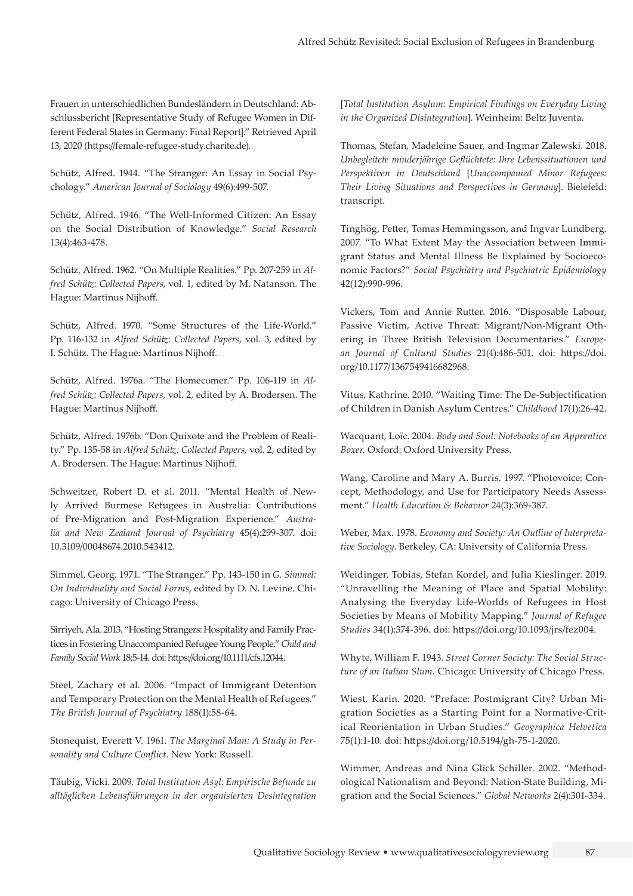Frauen in unterschiedlichen Bundesländern in Deutschland: Abschlussbericht [Representative Study of Refugee Women in Different Federal States in Germany: Final Report].” Retrieved April 13, 2020 (https://female-refugee-study.charite.de).

Schütz, Alfred. 1944. “The Stranger: An Essay in Social Psychology.” *American Journal of Sociology* 49(6):499-507.

Schütz, Alfred. 1946. “The Well-Informed Citizen: An Essay on the Social Distribution of Knowledge.” *Social Research* 13(4):463-478.

Schütz, Alfred. 1962. “On Multiple Realities.” Pp. 207-259 in *Alfred Schütz: Collected Papers*, vol. 1, edited by M. Natanson. The Hague: Martinus Nijhoff.

Schütz, Alfred. 1970. “Some Structures of the Life-World.” Pp. 116-132 in *Alfred Schütz: Collected Papers*, vol. 3, edited by I. Schütz. The Hague: Martinus Nijhoff.

Schütz, Alfred. 1976a. “The Homecomer.” Pp. 106-119 in *Alfred Schütz: Collected Papers*, vol. 2, edited by A. Brodersen. The Hague: Martinus Nijhoff.

Schütz, Alfred. 1976b. “Don Quixote and the Problem of Reality.” Pp. 135-58 in *Alfred Schütz: Collected Papers*, vol. 2, edited by A. Brodersen. The Hague: Martinus Nijhoff.

Schweitzer, Robert D. et al. 2011. “Mental Health of Newly Arrived Burmese Refugees in Australia: Contributions of Pre-Migration and Post-Migration Experience.” *Australia and New Zealand Journal of Psychiatry* 45(4):299-307. doi: 10.3109/00048674.2010.543412.

Simmel, Georg. 1971. “The Stranger.” Pp. 143-150 in *G. Simmel: On Individuality and Social Forms*, edited by D. N. Levine. Chicago: University of Chicago Press.

Sirriyeh, Ala. 2013. “Hosting Strangers: Hospitality and Family Practices in Fostering Unaccompanied Refugee Young People.” *Child and Family Social Work* 18:5-14. doi: https://doi.org/10.1111/cfs.12044.

Steel, Zachary et al. 2006. “Impact of Immigrant Detention and Temporary Protection on the Mental Health of Refugees.” *The British Journal of Psychiatry* 188(1):58-64.

Stonequist, Everett V. 1961. *The Marginal Man: A Study in Personality and Culture Conflict*. New York: Russell.

Täubig, Vicki. 2009. *Total Institution Asyl: Empirische Befunde zu alltäglichen Lebensführungen in der organisierten Desintegration* [*Total Institution Asylum: Empirical Findings on Everyday Living in the Organized Disintegration*]. Weinheim: Beltz Juventa.

Thomas, Stefan, Madeleine Sauer, and Ingmar Zalewski. 2018. *Unbegleitete minderjährige Geflüchtete: Ihre Lebenssituationen und Perspektiven in Deutschland* [*Unaccompanied Minor Refugees: Their Living Situations and Perspectives in Germany*]. Bielefeld: transcript.

Tinghög, Petter, Tomas Hemmingsson, and Ingvar Lundberg. 2007. “To What Extent May the Association between Immigrant Status and Mental Illness Be Explained by Socioeconomic Factors?” *Social Psychiatry and Psychiatric Epidemiology* 42(12):990-996.

Vickers, Tom and Annie Rutter. 2016. “Disposable Labour, Passive Victim, Active Threat: Migrant/Non-Migrant Othering in Three British Television Documentaries.” *European Journal of Cultural Studies* 21(4):486-501. doi: https://doi.org/10.1177/1367549416682968.

Vitus, Kathrine. 2010. “Waiting Time: The De-Subjectification of Children in Danish Asylum Centres.” *Childhood* 17(1):26-42.

Wacquant, Loïc. 2004. *Body and Soul: Notebooks of an Apprentice Boxer*. Oxford: Oxford University Press.

Wang, Caroline and Mary A. Burris. 1997. “Photovoice: Concept, Methodology, and Use for Participatory Needs Assessment.” *Health Education & Behavior* 24(3):369-387.

Weber, Max. 1978. *Economy and Society: An Outline of Interpretative Sociology*. Berkeley, CA: University of California Press.

Weidinger, Tobias, Stefan Kordel, and Julia Kieslinger. 2019. “Unravelling the Meaning of Place and Spatial Mobility: Analysing the Everyday Life-Worlds of Refugees in Host Societies by Means of Mobility Mapping.” *Journal of Refugee Studies* 34(1):374-396. doi: https://doi.org/10.1093/jrs/fez004.

Whyte, William F. 1943. *Street Corner Society: The Social Structure of an Italian Slum*. Chicago: University of Chicago Press.

Wiest, Karin. 2020. “Preface: Postmigrant City? Urban Migration Societies as a Starting Point for a Normative-Critical Reorientation in Urban Studies.” *Geographica Helvetica* 75(1):1-10. doi: https://doi.org/10.5194/gh-75-1-2020.

Wimmer, Andreas and Nina Glick Schiller. 2002. “Methodological Nationalism and Beyond: Nation-State Building, Migration and the Social Sciences.” *Global Networks* 2(4):301-334.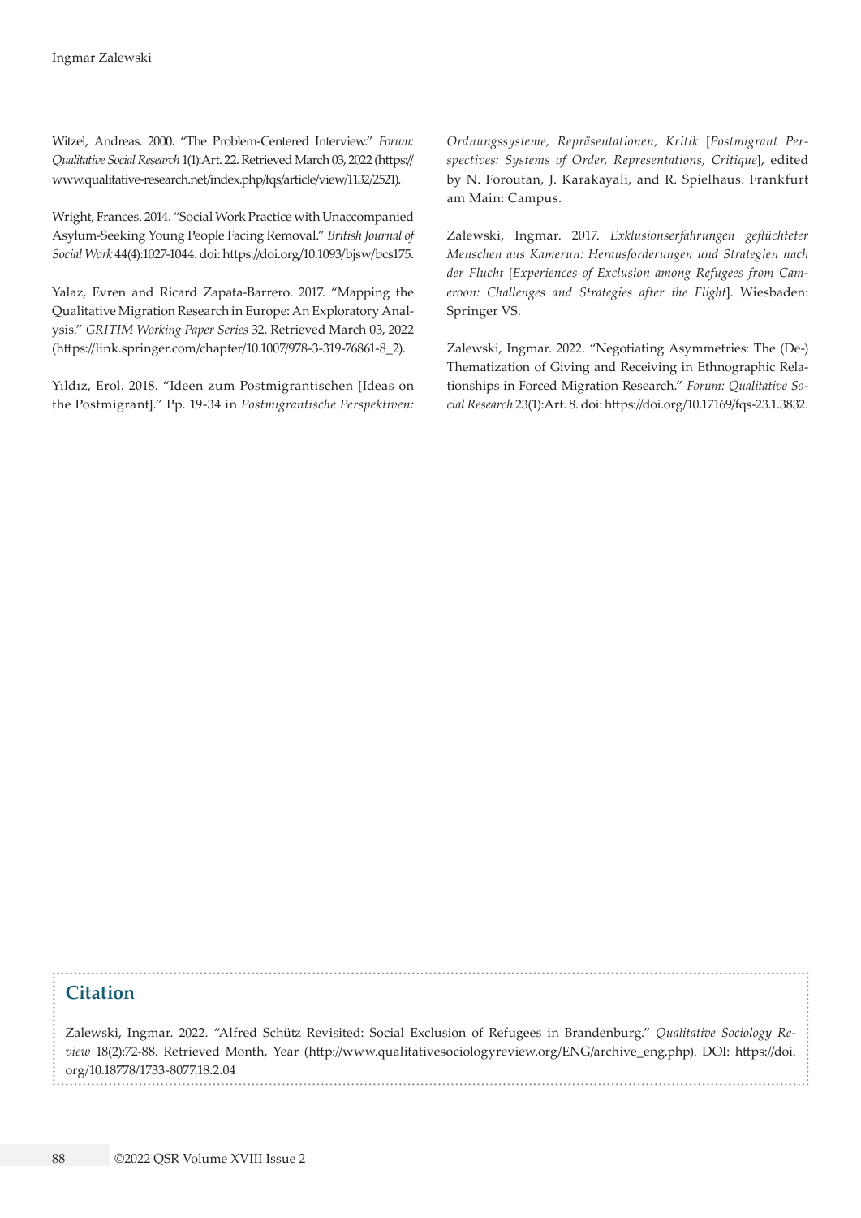Witzel, Andreas. 2000. "The Problem-Centered Interview." *Forum: Qualitative Social Research* 1(1):Art. 22. Retrieved March 03, 2022 (https://www.qualitative-research.net/index.php/fqs/article/view/1132/2521).

Wright, Frances. 2014. "Social Work Practice with Unaccompanied Asylum-Seeking Young People Facing Removal." *British Journal of Social Work* 44(4):1027-1044. doi: https://doi.org/10.1093/bjsw/bcs175.

Yalaz, Evren and Ricard Zapata-Barrero. 2017. "Mapping the Qualitative Migration Research in Europe: An Exploratory Analysis." *GRITIM Working Paper Series* 32. Retrieved March 03, 2022 (https://link.springer.com/chapter/10.1007/978-3-319-76861-8_2).

Yıldız, Erol. 2018. "Ideen zum Postmigrantischen [Ideas on the Postmigrant]." Pp. 19-34 in *Postmigrantische Perspektiven: Ordnungssysteme, Repräsentationen, Kritik* [*Postmigrant Perspectives: Systems of Order, Representations, Critique*], edited by N. Foroutan, J. Karakayali, and R. Spielhaus. Frankfurt am Main: Campus.

Zalewski, Ingmar. 2017. *Exklusionserfahrungen geflüchteter Menschen aus Kamerun: Herausforderungen und Strategien nach der Flucht* [*Experiences of Exclusion among Refugees from Cameroon: Challenges and Strategies after the Flight*]. Wiesbaden: Springer VS.

Zalewski, Ingmar. 2022. "Negotiating Asymmetries: The (De-) Thematization of Giving and Receiving in Ethnographic Relationships in Forced Migration Research." *Forum: Qualitative Social Research* 23(1):Art. 8. doi: https://doi.org/10.17169/fqs-23.1.3832.

## Citation

Zalewski, Ingmar. 2022. "Alfred Schütz Revisited: Social Exclusion of Refugees in Brandenburg." *Qualitative Sociology Review* 18(2):72-88. Retrieved Month, Year (http://www.qualitativesociologyreview.org/ENG/archive_eng.php). DOI: https://doi.org/10.18778/1733-8077.18.2.04